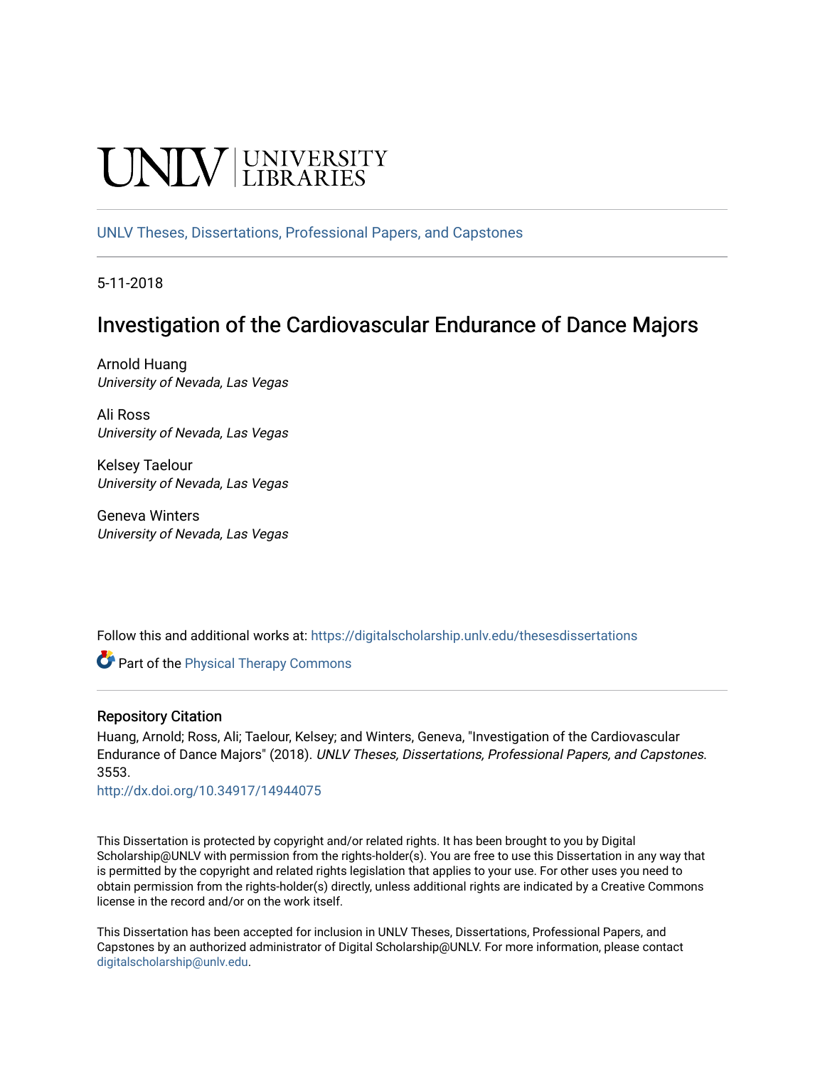UNLV | UNIVERSITY LIBRARIES

UNLV Theses, Dissertations, Professional Papers, and Capstones

5-11-2018

# Investigation of the Cardiovascular Endurance of Dance Majors

Arnold Huang
*University of Nevada, Las Vegas*

Ali Ross
*University of Nevada, Las Vegas*

Kelsey Taelour
*University of Nevada, Las Vegas*

Geneva Winters
*University of Nevada, Las Vegas*

Follow this and additional works at: https://digitalscholarship.unlv.edu/thesesdissertations

Part of the Physical Therapy Commons

### Repository Citation

Huang, Arnold; Ross, Ali; Taelour, Kelsey; and Winters, Geneva, "Investigation of the Cardiovascular Endurance of Dance Majors" (2018). *UNLV Theses, Dissertations, Professional Papers, and Capstones*. 3553.
http://dx.doi.org/10.34917/14944075

This Dissertation is protected by copyright and/or related rights. It has been brought to you by Digital Scholarship@UNLV with permission from the rights-holder(s). You are free to use this Dissertation in any way that is permitted by the copyright and related rights legislation that applies to your use. For other uses you need to obtain permission from the rights-holder(s) directly, unless additional rights are indicated by a Creative Commons license in the record and/or on the work itself.

This Dissertation has been accepted for inclusion in UNLV Theses, Dissertations, Professional Papers, and Capstones by an authorized administrator of Digital Scholarship@UNLV. For more information, please contact digitalscholarship@unlv.edu.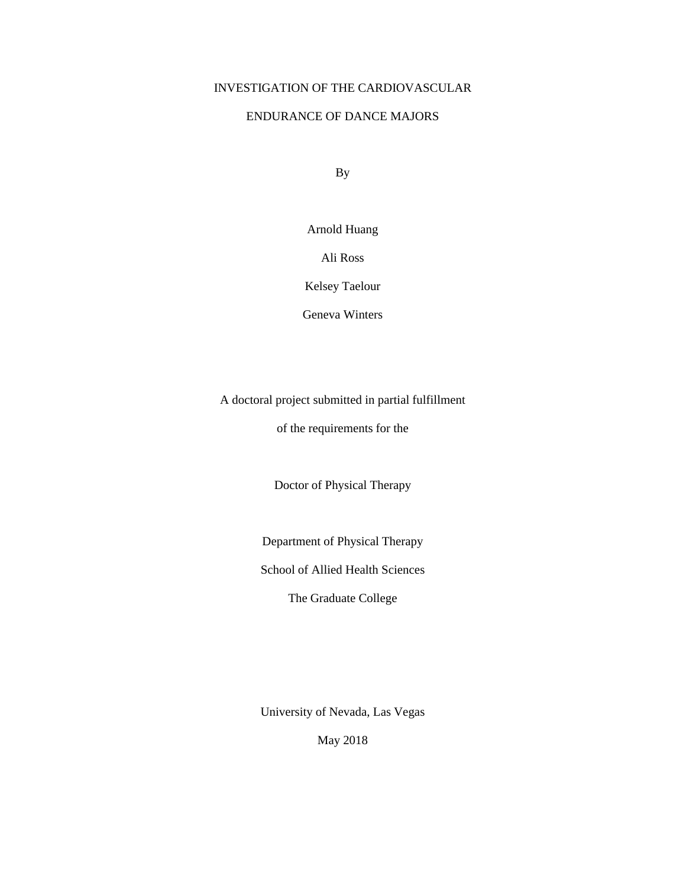# INVESTIGATION OF THE CARDIOVASCULAR ENDURANCE OF DANCE MAJORS

By

Arnold Huang

Ali Ross

Kelsey Taelour

Geneva Winters

A doctoral project submitted in partial fulfillment of the requirements for the

Doctor of Physical Therapy

Department of Physical Therapy

School of Allied Health Sciences

The Graduate College

University of Nevada, Las Vegas

May 2018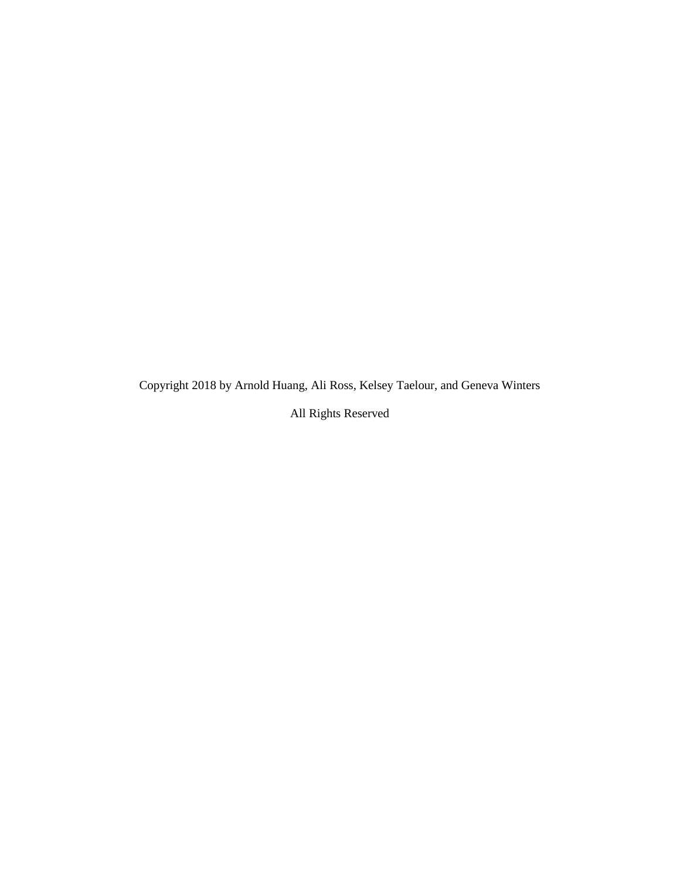Copyright 2018 by Arnold Huang, Ali Ross, Kelsey Taelour, and Geneva Winters

All Rights Reserved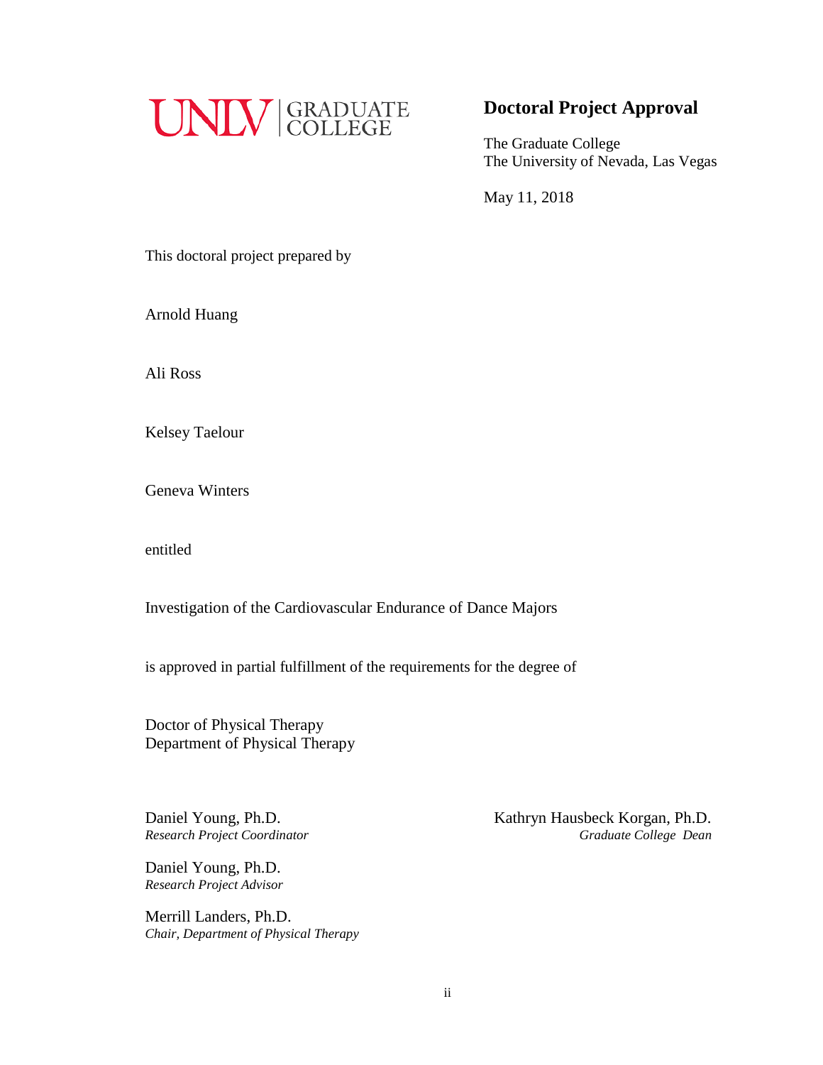UNLV | GRADUATE COLLEGE

## Doctoral Project Approval

The Graduate College
The University of Nevada, Las Vegas

May 11, 2018

This doctoral project prepared by

Arnold Huang

Ali Ross

Kelsey Taelour

Geneva Winters

entitled

Investigation of the Cardiovascular Endurance of Dance Majors

is approved in partial fulfillment of the requirements for the degree of

Doctor of Physical Therapy
Department of Physical Therapy

Daniel Young, Ph.D.
*Research Project Coordinator*

Daniel Young, Ph.D.
*Research Project Advisor*

Merrill Landers, Ph.D.
*Chair, Department of Physical Therapy*

Kathryn Hausbeck Korgan, Ph.D.
*Graduate College Dean*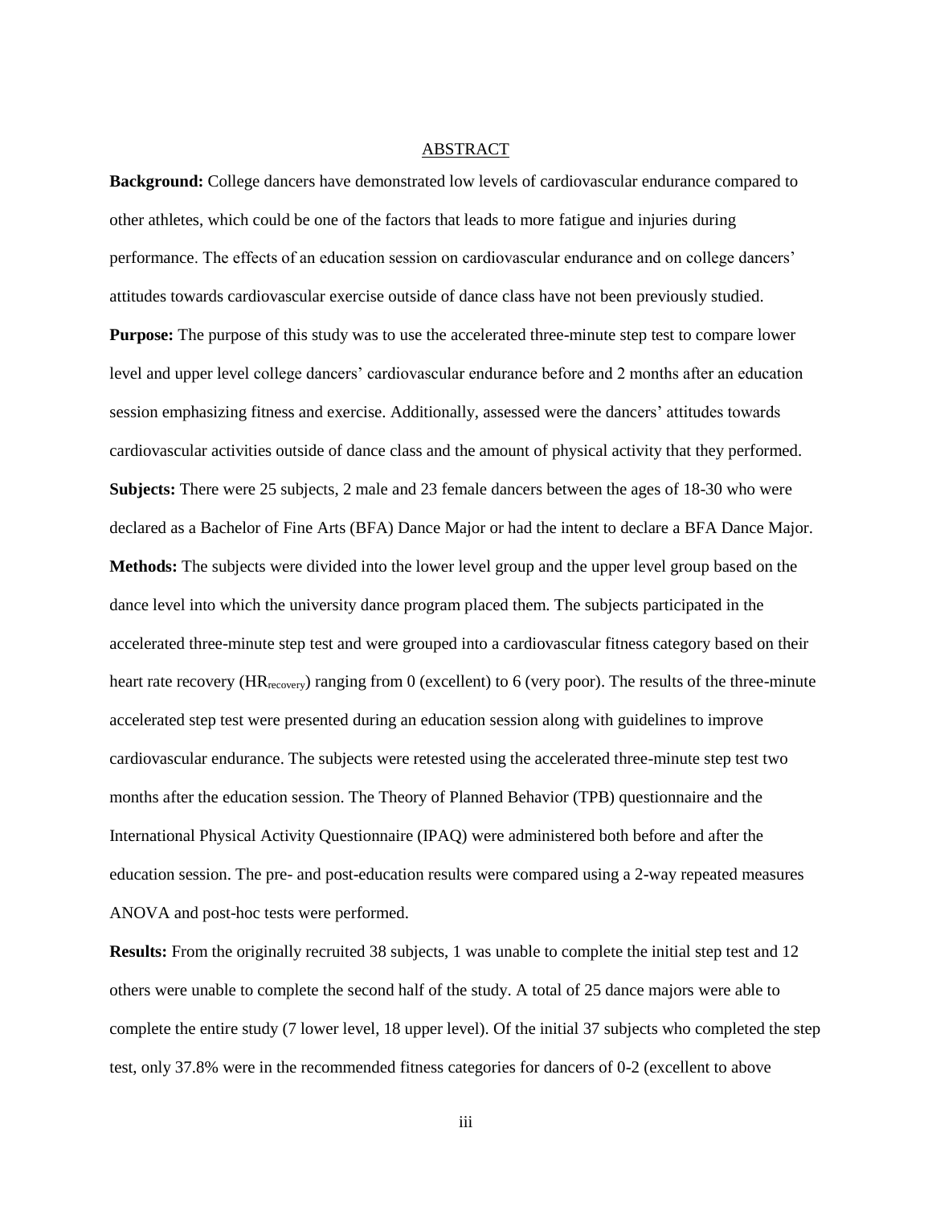## ABSTRACT

**Background:** College dancers have demonstrated low levels of cardiovascular endurance compared to other athletes, which could be one of the factors that leads to more fatigue and injuries during performance. The effects of an education session on cardiovascular endurance and on college dancers' attitudes towards cardiovascular exercise outside of dance class have not been previously studied.

**Purpose:** The purpose of this study was to use the accelerated three-minute step test to compare lower level and upper level college dancers' cardiovascular endurance before and 2 months after an education session emphasizing fitness and exercise. Additionally, assessed were the dancers' attitudes towards cardiovascular activities outside of dance class and the amount of physical activity that they performed.

**Subjects:** There were 25 subjects, 2 male and 23 female dancers between the ages of 18-30 who were declared as a Bachelor of Fine Arts (BFA) Dance Major or had the intent to declare a BFA Dance Major.

**Methods:** The subjects were divided into the lower level group and the upper level group based on the dance level into which the university dance program placed them. The subjects participated in the accelerated three-minute step test and were grouped into a cardiovascular fitness category based on their heart rate recovery ($HR_{recovery}$) ranging from 0 (excellent) to 6 (very poor). The results of the three-minute accelerated step test were presented during an education session along with guidelines to improve cardiovascular endurance. The subjects were retested using the accelerated three-minute step test two months after the education session. The Theory of Planned Behavior (TPB) questionnaire and the International Physical Activity Questionnaire (IPAQ) were administered both before and after the education session. The pre- and post-education results were compared using a 2-way repeated measures ANOVA and post-hoc tests were performed.

**Results:** From the originally recruited 38 subjects, 1 was unable to complete the initial step test and 12 others were unable to complete the second half of the study. A total of 25 dance majors were able to complete the entire study (7 lower level, 18 upper level). Of the initial 37 subjects who completed the step test, only 37.8% were in the recommended fitness categories for dancers of 0-2 (excellent to above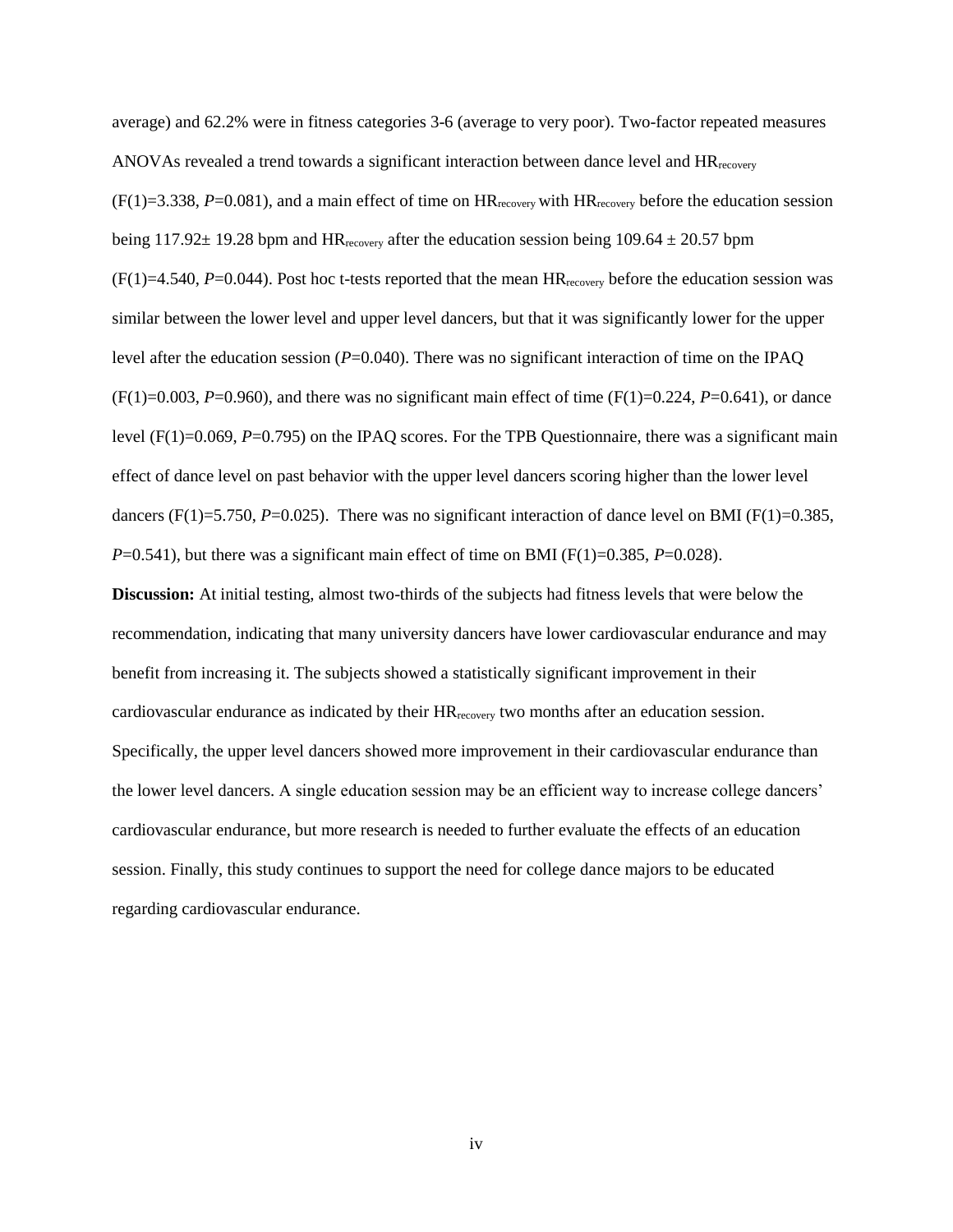average) and 62.2% were in fitness categories 3-6 (average to very poor). Two-factor repeated measures ANOVAs revealed a trend towards a significant interaction between dance level and $HR_{recovery}$ ($F(1)=3.338$, $P=0.081$), and a main effect of time on $HR_{recovery}$ with $HR_{recovery}$ before the education session being $117.92\pm 19.28$ bpm and $HR_{recovery}$ after the education session being $109.64 \pm 20.57$ bpm ($F(1)=4.540$, $P=0.044$). Post hoc t-tests reported that the mean $HR_{recovery}$ before the education session was similar between the lower level and upper level dancers, but that it was significantly lower for the upper level after the education session ($P=0.040$). There was no significant interaction of time on the IPAQ ($F(1)=0.003$, $P=0.960$), and there was no significant main effect of time ($F(1)=0.224$, $P=0.641$), or dance level ($F(1)=0.069$, $P=0.795$) on the IPAQ scores. For the TPB Questionnaire, there was a significant main effect of dance level on past behavior with the upper level dancers scoring higher than the lower level dancers ($F(1)=5.750$, $P=0.025$). There was no significant interaction of dance level on BMI ($F(1)=0.385$, $P=0.541$), but there was a significant main effect of time on BMI ($F(1)=0.385$, $P=0.028$).

**Discussion:** At initial testing, almost two-thirds of the subjects had fitness levels that were below the recommendation, indicating that many university dancers have lower cardiovascular endurance and may benefit from increasing it. The subjects showed a statistically significant improvement in their cardiovascular endurance as indicated by their $HR_{recovery}$ two months after an education session. Specifically, the upper level dancers showed more improvement in their cardiovascular endurance than the lower level dancers. A single education session may be an efficient way to increase college dancers' cardiovascular endurance, but more research is needed to further evaluate the effects of an education session. Finally, this study continues to support the need for college dance majors to be educated regarding cardiovascular endurance.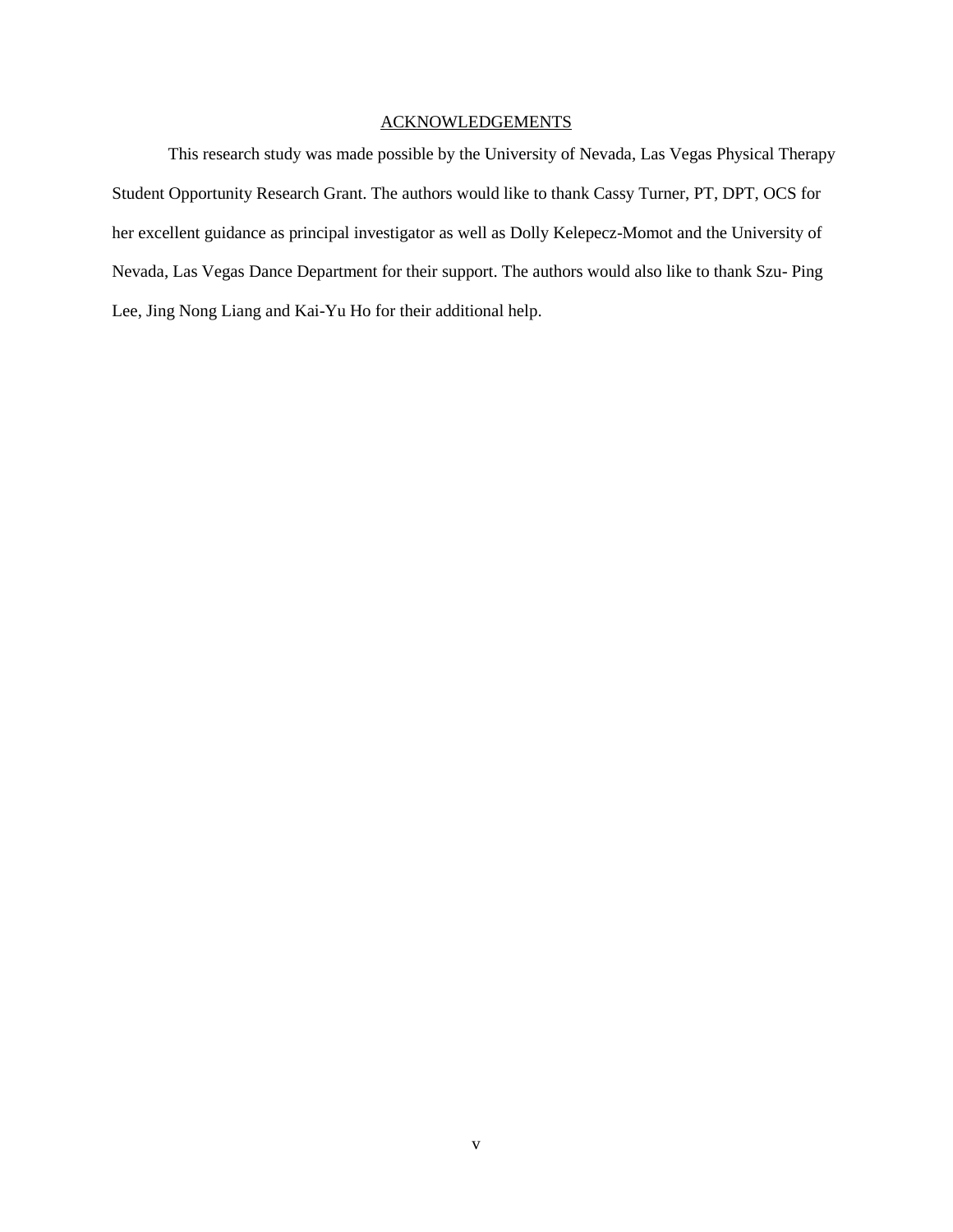## ACKNOWLEDGEMENTS

This research study was made possible by the University of Nevada, Las Vegas Physical Therapy Student Opportunity Research Grant. The authors would like to thank Cassy Turner, PT, DPT, OCS for her excellent guidance as principal investigator as well as Dolly Kelepecz-Momot and the University of Nevada, Las Vegas Dance Department for their support. The authors would also like to thank Szu- Ping Lee, Jing Nong Liang and Kai-Yu Ho for their additional help.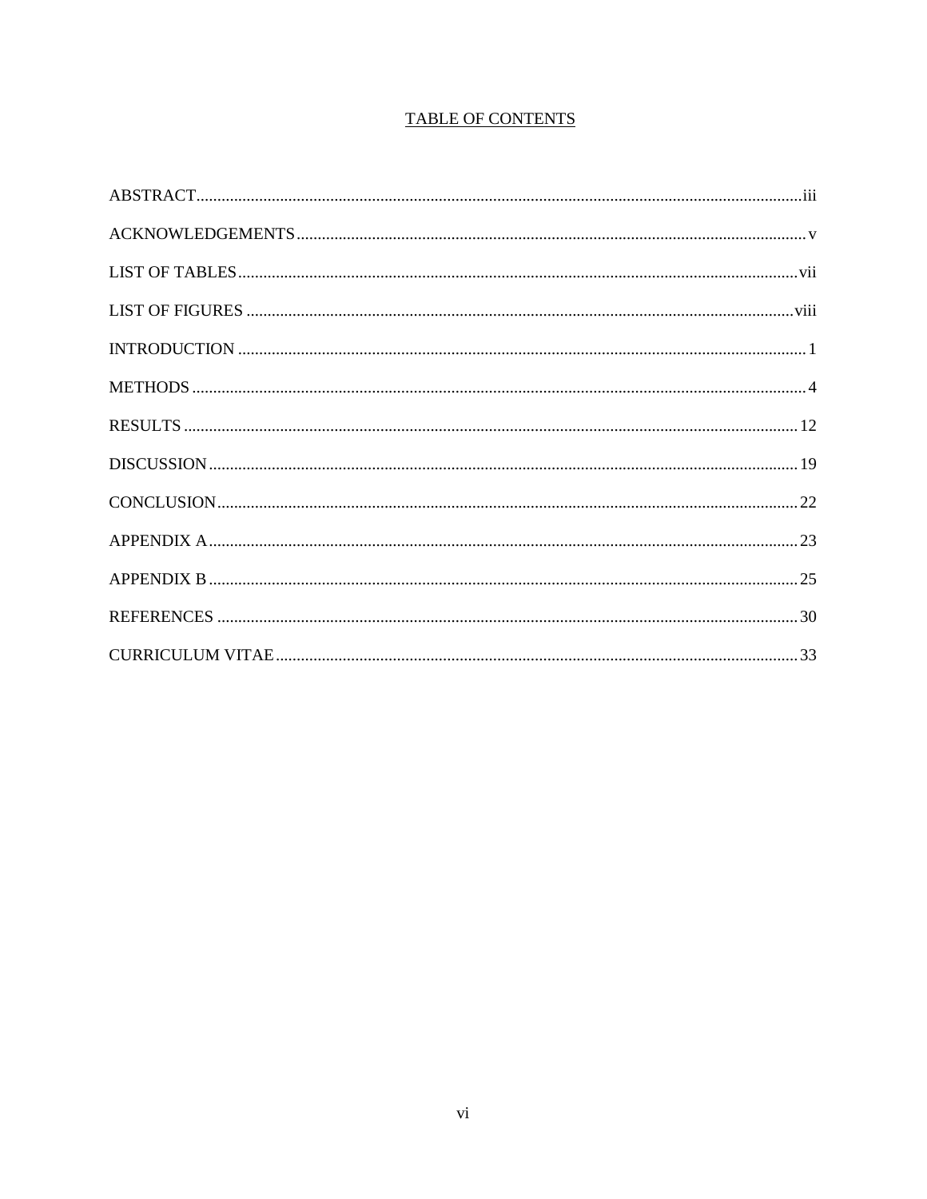# TABLE OF CONTENTS

ABSTRACT ..... iii

ACKNOWLEDGEMENTS ..... v

LIST OF TABLES ..... vii

LIST OF FIGURES ..... viii

INTRODUCTION ..... 1

METHODS ..... 4

RESULTS ..... 12

DISCUSSION ..... 19

CONCLUSION ..... 22

APPENDIX A ..... 23

APPENDIX B ..... 25

REFERENCES ..... 30

CURRICULUM VITAE ..... 33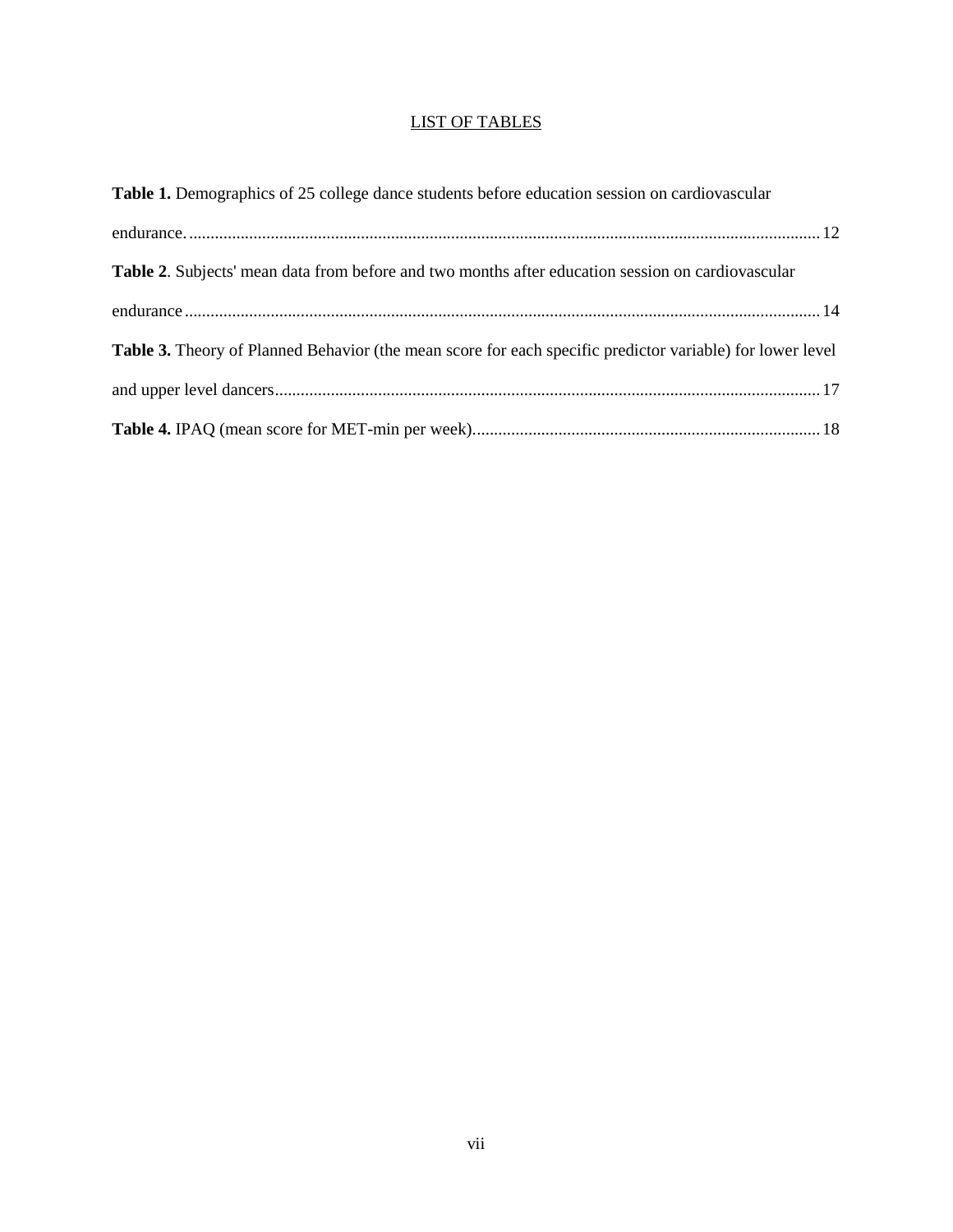# LIST OF TABLES

**Table 1.** Demographics of 25 college dance students before education session on cardiovascular endurance. ........................................................................................................ 12

**Table 2**. Subjects' mean data from before and two months after education session on cardiovascular endurance ........................................................................................................ 14

**Table 3.** Theory of Planned Behavior (the mean score for each specific predictor variable) for lower level and upper level dancers........................................................................................................ 17

**Table 4.** IPAQ (mean score for MET-min per week)................................................................ 18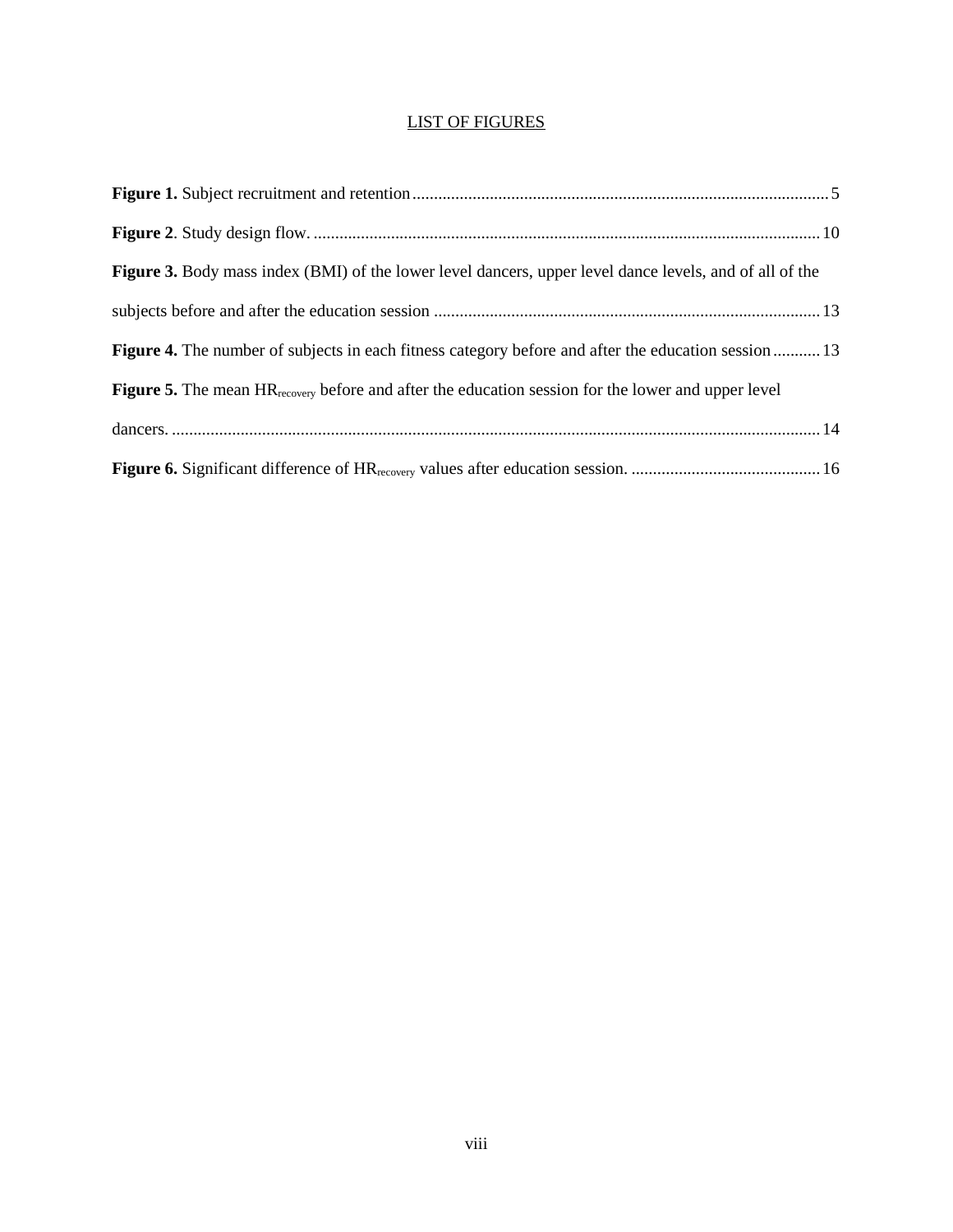# LIST OF FIGURES

**Figure 1.** Subject recruitment and retention ........ 5

**Figure 2**. Study design flow. ........ 10

**Figure 3.** Body mass index (BMI) of the lower level dancers, upper level dance levels, and of all of the subjects before and after the education session ........ 13

**Figure 4.** The number of subjects in each fitness category before and after the education session ........ 13

**Figure 5.** The mean $HR_{recovery}$ before and after the education session for the lower and upper level dancers. ........ 14

**Figure 6.** Significant difference of $HR_{recovery}$ values after education session. ........ 16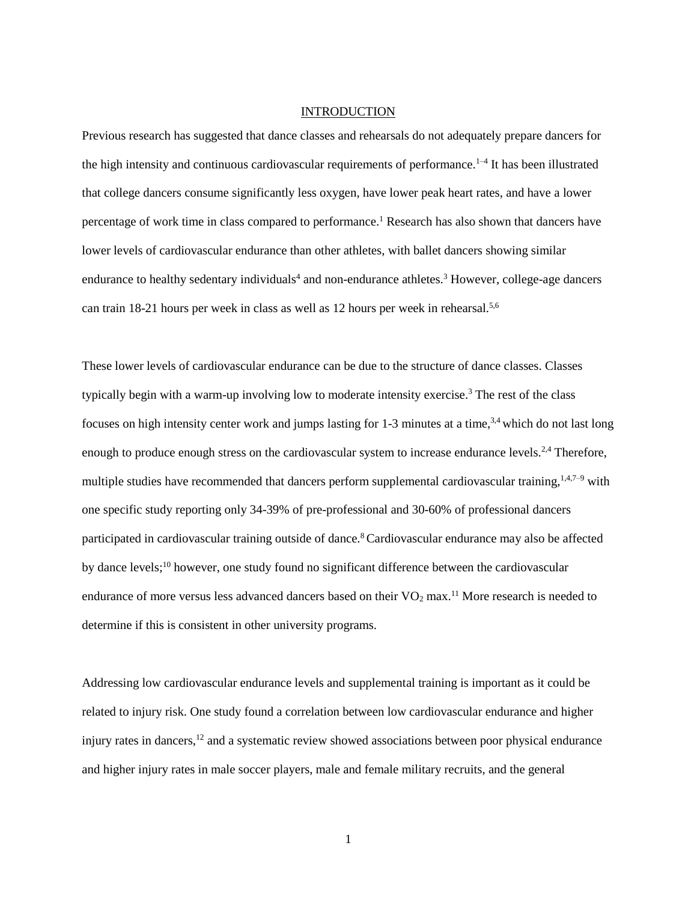# INTRODUCTION

Previous research has suggested that dance classes and rehearsals do not adequately prepare dancers for the high intensity and continuous cardiovascular requirements of performance.[1–4] It has been illustrated that college dancers consume significantly less oxygen, have lower peak heart rates, and have a lower percentage of work time in class compared to performance.[1] Research has also shown that dancers have lower levels of cardiovascular endurance than other athletes, with ballet dancers showing similar endurance to healthy sedentary individuals[4] and non-endurance athletes.[3] However, college-age dancers can train 18-21 hours per week in class as well as 12 hours per week in rehearsal.[5,6]

These lower levels of cardiovascular endurance can be due to the structure of dance classes. Classes typically begin with a warm-up involving low to moderate intensity exercise.[3] The rest of the class focuses on high intensity center work and jumps lasting for 1-3 minutes at a time,[3,4] which do not last long enough to produce enough stress on the cardiovascular system to increase endurance levels.[2,4] Therefore, multiple studies have recommended that dancers perform supplemental cardiovascular training,[1,4,7–9] with one specific study reporting only 34-39% of pre-professional and 30-60% of professional dancers participated in cardiovascular training outside of dance.[8] Cardiovascular endurance may also be affected by dance levels;[10] however, one study found no significant difference between the cardiovascular endurance of more versus less advanced dancers based on their $VO_2$ max.[11] More research is needed to determine if this is consistent in other university programs.

Addressing low cardiovascular endurance levels and supplemental training is important as it could be related to injury risk. One study found a correlation between low cardiovascular endurance and higher injury rates in dancers,[12] and a systematic review showed associations between poor physical endurance and higher injury rates in male soccer players, male and female military recruits, and the general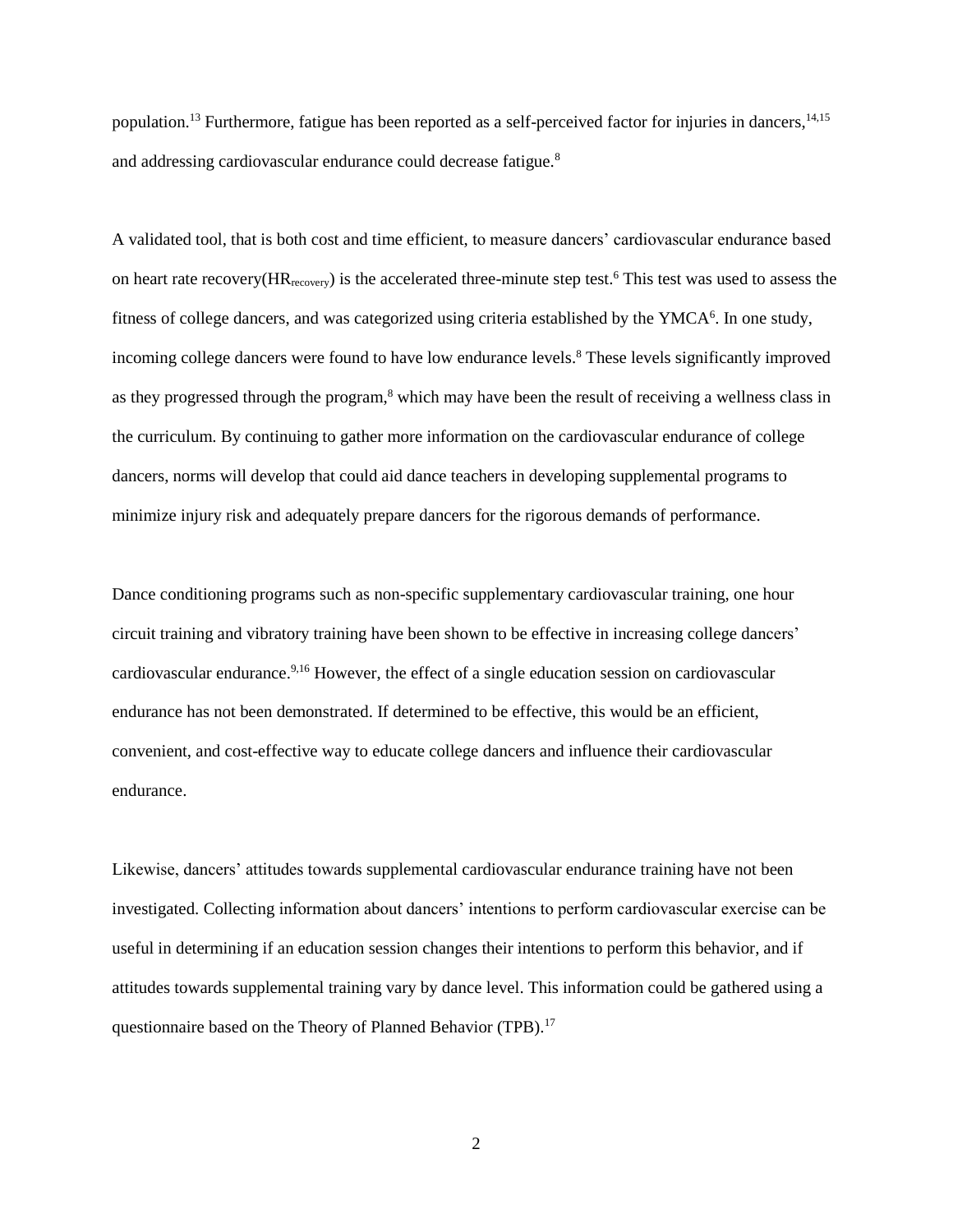population.[13] Furthermore, fatigue has been reported as a self-perceived factor for injuries in dancers,[14,15] and addressing cardiovascular endurance could decrease fatigue.[8]

A validated tool, that is both cost and time efficient, to measure dancers' cardiovascular endurance based on heart rate recovery($HR_{recovery}$) is the accelerated three-minute step test.[6] This test was used to assess the fitness of college dancers, and was categorized using criteria established by the YMCA[6]. In one study, incoming college dancers were found to have low endurance levels.[8] These levels significantly improved as they progressed through the program,[8] which may have been the result of receiving a wellness class in the curriculum. By continuing to gather more information on the cardiovascular endurance of college dancers, norms will develop that could aid dance teachers in developing supplemental programs to minimize injury risk and adequately prepare dancers for the rigorous demands of performance.

Dance conditioning programs such as non-specific supplementary cardiovascular training, one hour circuit training and vibratory training have been shown to be effective in increasing college dancers' cardiovascular endurance.[9,16] However, the effect of a single education session on cardiovascular endurance has not been demonstrated. If determined to be effective, this would be an efficient, convenient, and cost-effective way to educate college dancers and influence their cardiovascular endurance.

Likewise, dancers' attitudes towards supplemental cardiovascular endurance training have not been investigated. Collecting information about dancers' intentions to perform cardiovascular exercise can be useful in determining if an education session changes their intentions to perform this behavior, and if attitudes towards supplemental training vary by dance level. This information could be gathered using a questionnaire based on the Theory of Planned Behavior (TPB).[17]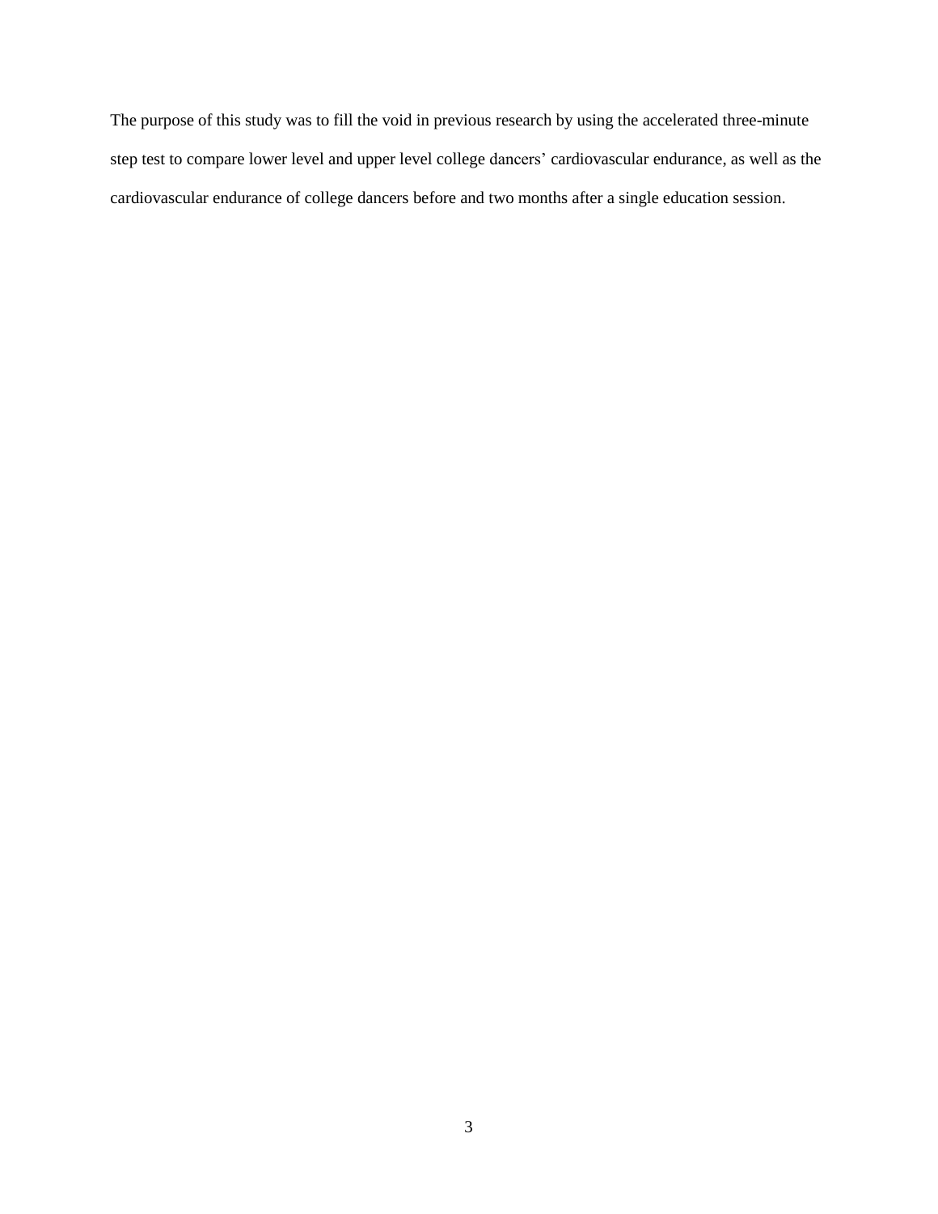The purpose of this study was to fill the void in previous research by using the accelerated three-minute step test to compare lower level and upper level college dancers' cardiovascular endurance, as well as the cardiovascular endurance of college dancers before and two months after a single education session.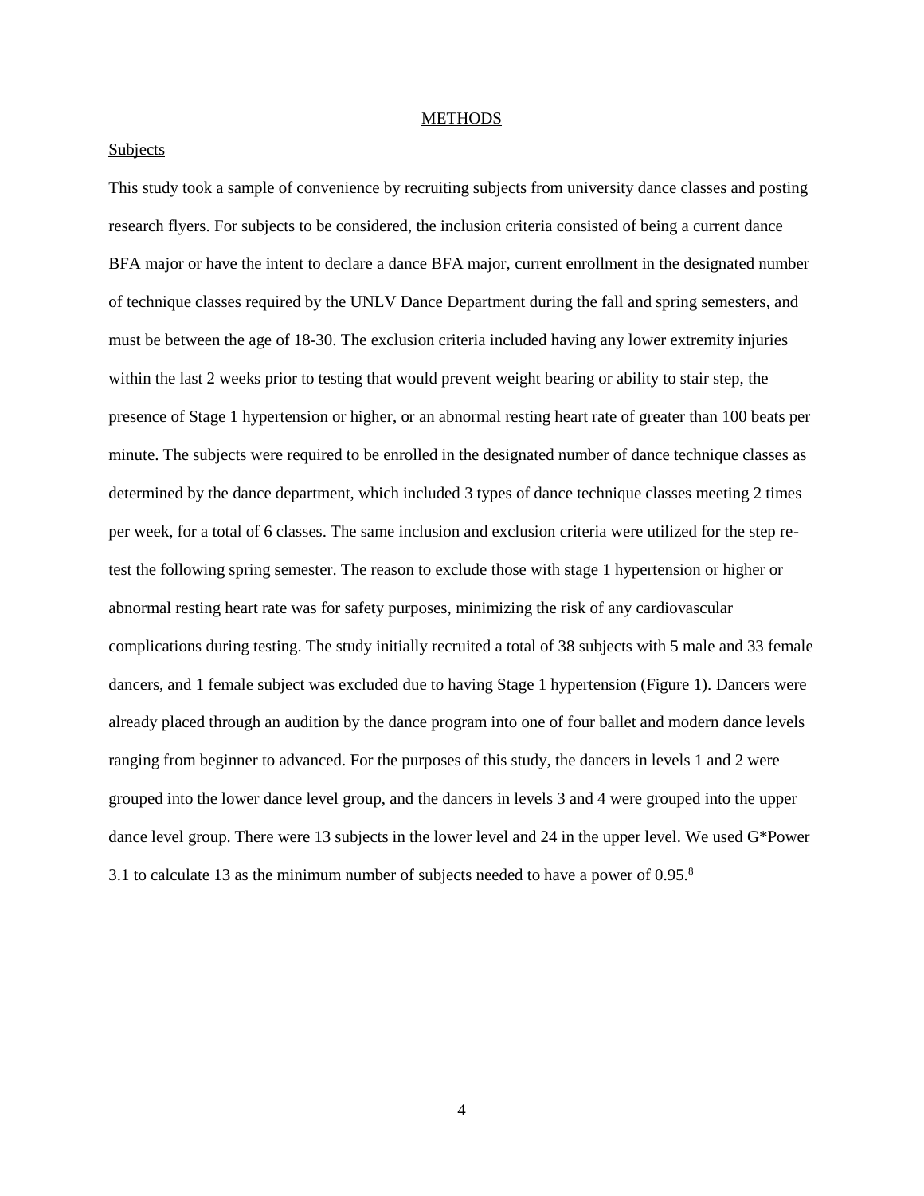# METHODS

## Subjects

This study took a sample of convenience by recruiting subjects from university dance classes and posting research flyers. For subjects to be considered, the inclusion criteria consisted of being a current dance BFA major or have the intent to declare a dance BFA major, current enrollment in the designated number of technique classes required by the UNLV Dance Department during the fall and spring semesters, and must be between the age of 18-30. The exclusion criteria included having any lower extremity injuries within the last 2 weeks prior to testing that would prevent weight bearing or ability to stair step, the presence of Stage 1 hypertension or higher, or an abnormal resting heart rate of greater than 100 beats per minute. The subjects were required to be enrolled in the designated number of dance technique classes as determined by the dance department, which included 3 types of dance technique classes meeting 2 times per week, for a total of 6 classes. The same inclusion and exclusion criteria were utilized for the step re-test the following spring semester. The reason to exclude those with stage 1 hypertension or higher or abnormal resting heart rate was for safety purposes, minimizing the risk of any cardiovascular complications during testing. The study initially recruited a total of 38 subjects with 5 male and 33 female dancers, and 1 female subject was excluded due to having Stage 1 hypertension (Figure 1). Dancers were already placed through an audition by the dance program into one of four ballet and modern dance levels ranging from beginner to advanced. For the purposes of this study, the dancers in levels 1 and 2 were grouped into the lower dance level group, and the dancers in levels 3 and 4 were grouped into the upper dance level group. There were 13 subjects in the lower level and 24 in the upper level. We used G*Power 3.1 to calculate 13 as the minimum number of subjects needed to have a power of 0.95.[8]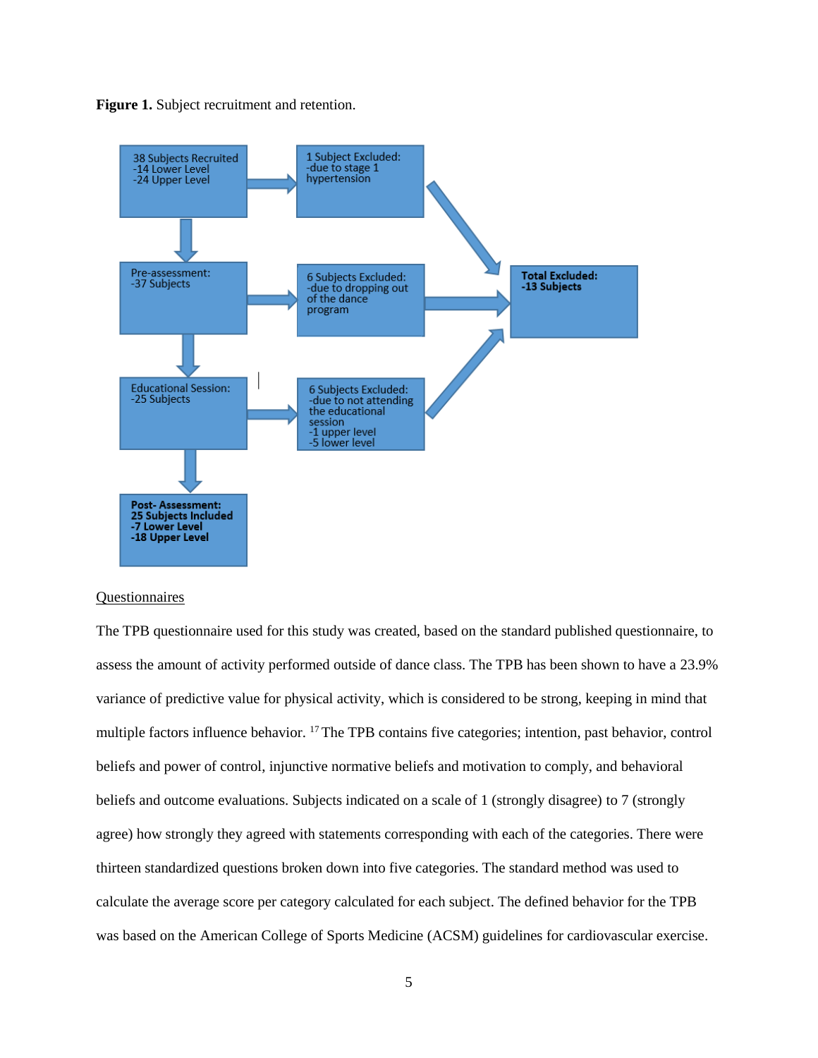**Figure 1.** Subject recruitment and retention.

38 Subjects Recruited
-14 Lower Level
-24 Upper Level

1 Subject Excluded:
-due to stage 1 hypertension

Pre-assessment:
-37 Subjects

6 Subjects Excluded:
-due to dropping out of the dance program

Total Excluded:
-13 Subjects

Educational Session:
-25 Subjects

6 Subjects Excluded:
-due to not attending the educational session
-1 upper level
-5 lower level

Post- Assessment:
25 Subjects Included
-7 Lower Level
-18 Upper Level

Questionnaires

The TPB questionnaire used for this study was created, based on the standard published questionnaire, to assess the amount of activity performed outside of dance class. The TPB has been shown to have a 23.9% variance of predictive value for physical activity, which is considered to be strong, keeping in mind that multiple factors influence behavior. [17] The TPB contains five categories; intention, past behavior, control beliefs and power of control, injunctive normative beliefs and motivation to comply, and behavioral beliefs and outcome evaluations. Subjects indicated on a scale of 1 (strongly disagree) to 7 (strongly agree) how strongly they agreed with statements corresponding with each of the categories. There were thirteen standardized questions broken down into five categories. The standard method was used to calculate the average score per category calculated for each subject. The defined behavior for the TPB was based on the American College of Sports Medicine (ACSM) guidelines for cardiovascular exercise.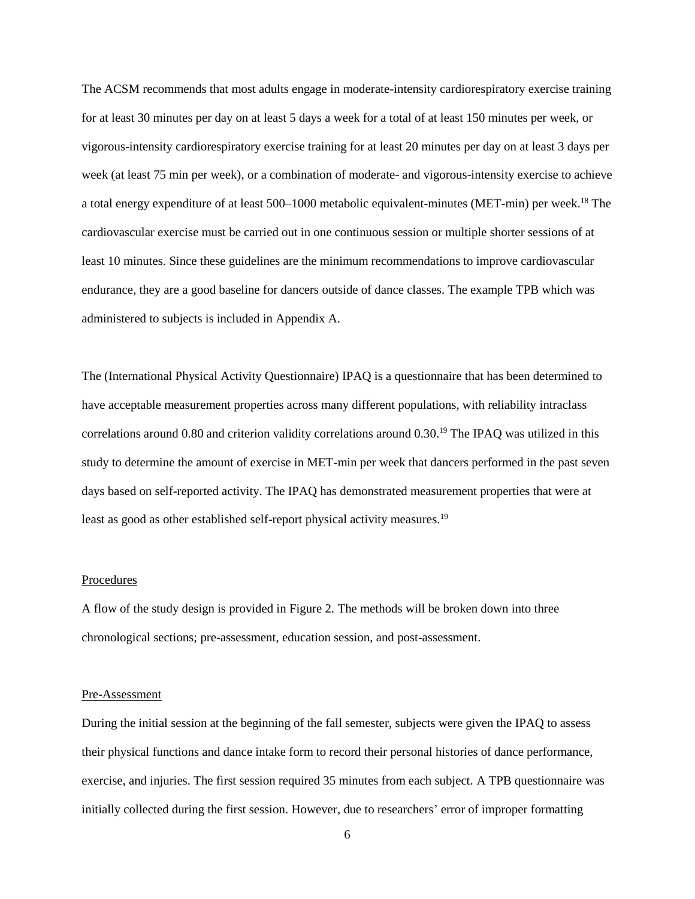The ACSM recommends that most adults engage in moderate-intensity cardiorespiratory exercise training for at least 30 minutes per day on at least 5 days a week for a total of at least 150 minutes per week, or vigorous-intensity cardiorespiratory exercise training for at least 20 minutes per day on at least 3 days per week (at least 75 min per week), or a combination of moderate- and vigorous-intensity exercise to achieve a total energy expenditure of at least 500–1000 metabolic equivalent-minutes (MET-min) per week.[18] The cardiovascular exercise must be carried out in one continuous session or multiple shorter sessions of at least 10 minutes. Since these guidelines are the minimum recommendations to improve cardiovascular endurance, they are a good baseline for dancers outside of dance classes. The example TPB which was administered to subjects is included in Appendix A.

The (International Physical Activity Questionnaire) IPAQ is a questionnaire that has been determined to have acceptable measurement properties across many different populations, with reliability intraclass correlations around 0.80 and criterion validity correlations around 0.30.[19] The IPAQ was utilized in this study to determine the amount of exercise in MET-min per week that dancers performed in the past seven days based on self-reported activity. The IPAQ has demonstrated measurement properties that were at least as good as other established self-report physical activity measures.[19]

Procedures

A flow of the study design is provided in Figure 2. The methods will be broken down into three chronological sections; pre-assessment, education session, and post-assessment.

Pre-Assessment

During the initial session at the beginning of the fall semester, subjects were given the IPAQ to assess their physical functions and dance intake form to record their personal histories of dance performance, exercise, and injuries. The first session required 35 minutes from each subject. A TPB questionnaire was initially collected during the first session. However, due to researchers' error of improper formatting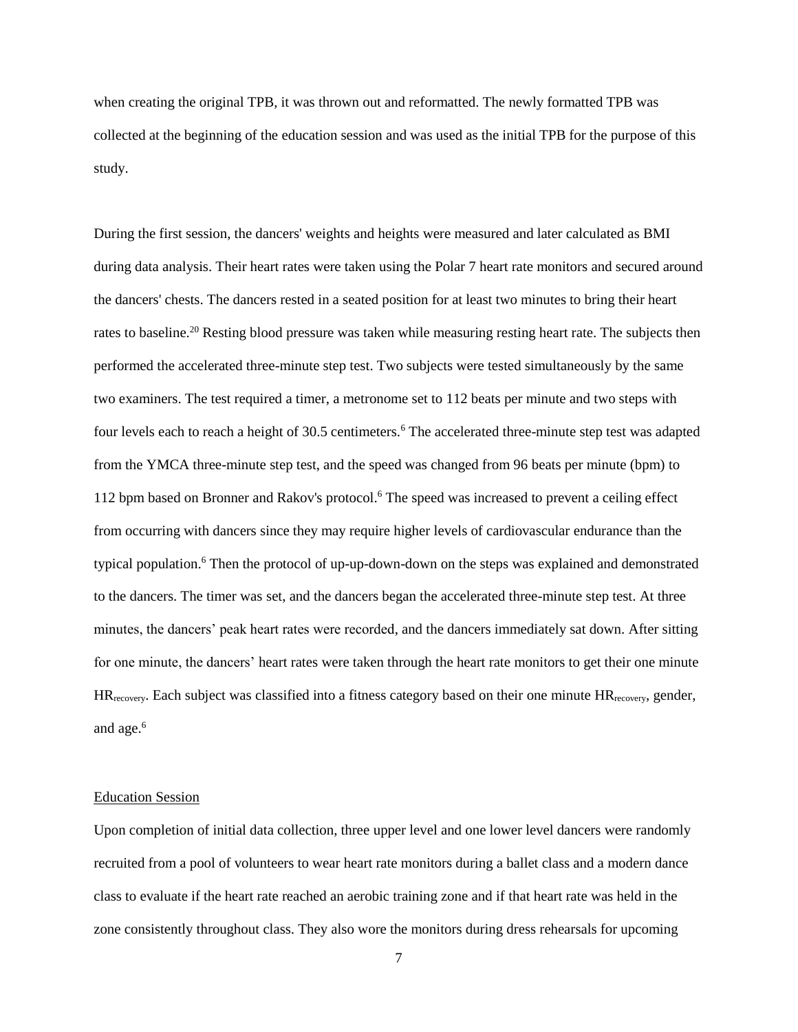when creating the original TPB, it was thrown out and reformatted. The newly formatted TPB was collected at the beginning of the education session and was used as the initial TPB for the purpose of this study.

During the first session, the dancers' weights and heights were measured and later calculated as BMI during data analysis. Their heart rates were taken using the Polar 7 heart rate monitors and secured around the dancers' chests. The dancers rested in a seated position for at least two minutes to bring their heart rates to baseline.[20] Resting blood pressure was taken while measuring resting heart rate. The subjects then performed the accelerated three-minute step test. Two subjects were tested simultaneously by the same two examiners. The test required a timer, a metronome set to 112 beats per minute and two steps with four levels each to reach a height of 30.5 centimeters.[6] The accelerated three-minute step test was adapted from the YMCA three-minute step test, and the speed was changed from 96 beats per minute (bpm) to 112 bpm based on Bronner and Rakov's protocol.[6] The speed was increased to prevent a ceiling effect from occurring with dancers since they may require higher levels of cardiovascular endurance than the typical population.[6] Then the protocol of up-up-down-down on the steps was explained and demonstrated to the dancers. The timer was set, and the dancers began the accelerated three-minute step test. At three minutes, the dancers' peak heart rates were recorded, and the dancers immediately sat down. After sitting for one minute, the dancers' heart rates were taken through the heart rate monitors to get their one minute $HR_{recovery}$. Each subject was classified into a fitness category based on their one minute $HR_{recovery}$, gender, and age.[6]

## Education Session

Upon completion of initial data collection, three upper level and one lower level dancers were randomly recruited from a pool of volunteers to wear heart rate monitors during a ballet class and a modern dance class to evaluate if the heart rate reached an aerobic training zone and if that heart rate was held in the zone consistently throughout class. They also wore the monitors during dress rehearsals for upcoming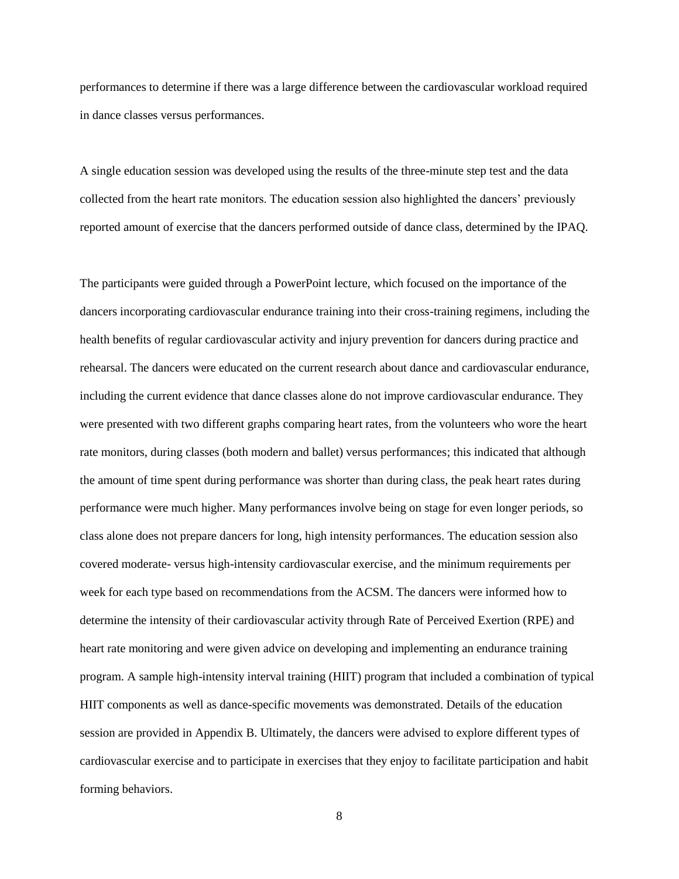performances to determine if there was a large difference between the cardiovascular workload required in dance classes versus performances.

A single education session was developed using the results of the three-minute step test and the data collected from the heart rate monitors. The education session also highlighted the dancers' previously reported amount of exercise that the dancers performed outside of dance class, determined by the IPAQ.

The participants were guided through a PowerPoint lecture, which focused on the importance of the dancers incorporating cardiovascular endurance training into their cross-training regimens, including the health benefits of regular cardiovascular activity and injury prevention for dancers during practice and rehearsal. The dancers were educated on the current research about dance and cardiovascular endurance, including the current evidence that dance classes alone do not improve cardiovascular endurance. They were presented with two different graphs comparing heart rates, from the volunteers who wore the heart rate monitors, during classes (both modern and ballet) versus performances; this indicated that although the amount of time spent during performance was shorter than during class, the peak heart rates during performance were much higher. Many performances involve being on stage for even longer periods, so class alone does not prepare dancers for long, high intensity performances. The education session also covered moderate- versus high-intensity cardiovascular exercise, and the minimum requirements per week for each type based on recommendations from the ACSM. The dancers were informed how to determine the intensity of their cardiovascular activity through Rate of Perceived Exertion (RPE) and heart rate monitoring and were given advice on developing and implementing an endurance training program. A sample high-intensity interval training (HIIT) program that included a combination of typical HIIT components as well as dance-specific movements was demonstrated. Details of the education session are provided in Appendix B. Ultimately, the dancers were advised to explore different types of cardiovascular exercise and to participate in exercises that they enjoy to facilitate participation and habit forming behaviors.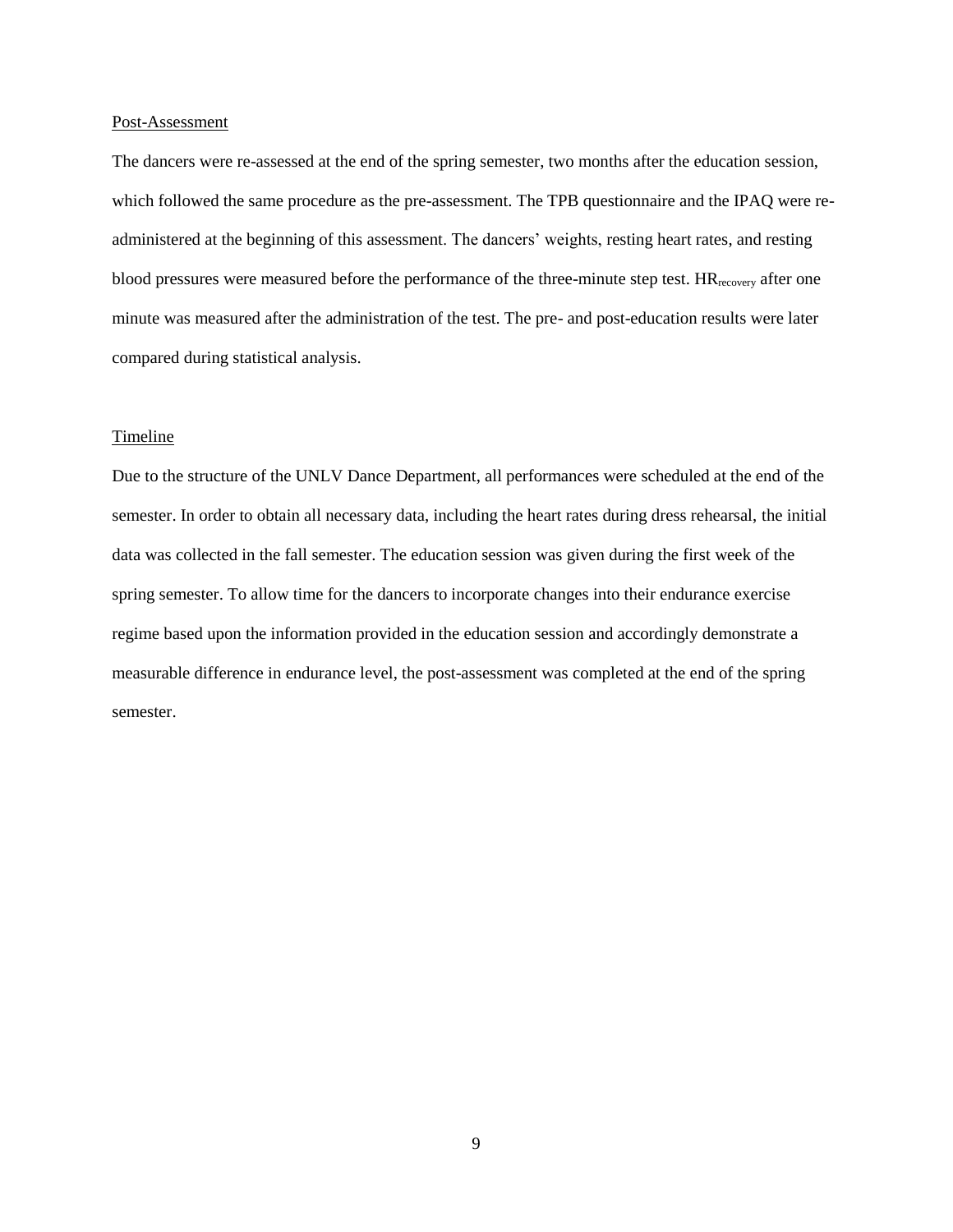## Post-Assessment

The dancers were re-assessed at the end of the spring semester, two months after the education session, which followed the same procedure as the pre-assessment. The TPB questionnaire and the IPAQ were re-administered at the beginning of this assessment. The dancers' weights, resting heart rates, and resting blood pressures were measured before the performance of the three-minute step test. $HR_{recovery}$ after one minute was measured after the administration of the test. The pre- and post-education results were later compared during statistical analysis.

## Timeline

Due to the structure of the UNLV Dance Department, all performances were scheduled at the end of the semester. In order to obtain all necessary data, including the heart rates during dress rehearsal, the initial data was collected in the fall semester. The education session was given during the first week of the spring semester. To allow time for the dancers to incorporate changes into their endurance exercise regime based upon the information provided in the education session and accordingly demonstrate a measurable difference in endurance level, the post-assessment was completed at the end of the spring semester.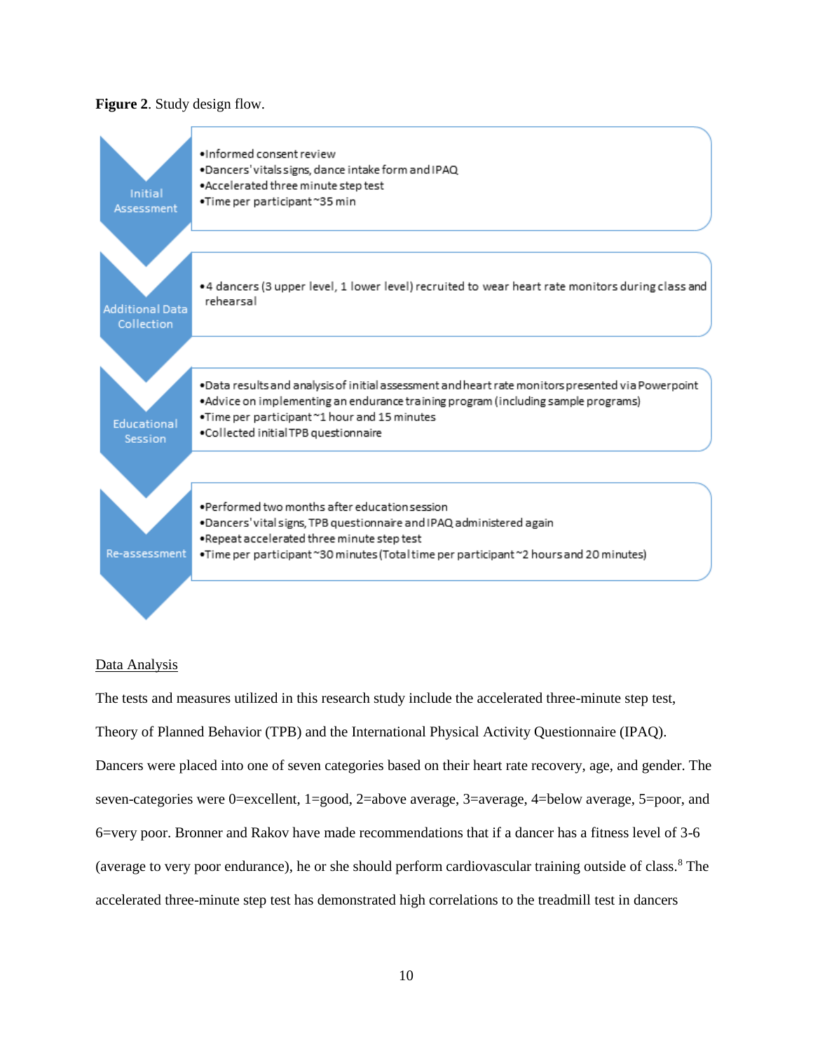**Figure 2**. Study design flow.

**Initial Assessment**

- Informed consent review
- Dancers' vitals signs, dance intake form and IPAQ
- Accelerated three minute step test
- Time per participant ~35 min

**Additional Data Collection**

- 4 dancers (3 upper level, 1 lower level) recruited to wear heart rate monitors during class and rehearsal

**Educational Session**

- Data results and analysis of initial assessment and heart rate monitors presented via Powerpoint
- Advice on implementing an endurance training program (including sample programs)
- Time per participant ~1 hour and 15 minutes
- Collected initial TPB questionnaire

**Re-assessment**

- Performed two months after education session
- Dancers' vital signs, TPB questionnaire and IPAQ administered again
- Repeat accelerated three minute step test
- Time per participant ~30 minutes (Total time per participant ~2 hours and 20 minutes)

Data Analysis

The tests and measures utilized in this research study include the accelerated three-minute step test, Theory of Planned Behavior (TPB) and the International Physical Activity Questionnaire (IPAQ). Dancers were placed into one of seven categories based on their heart rate recovery, age, and gender. The seven-categories were 0=excellent, 1=good, 2=above average, 3=average, 4=below average, 5=poor, and 6=very poor. Bronner and Rakov have made recommendations that if a dancer has a fitness level of 3-6 (average to very poor endurance), he or she should perform cardiovascular training outside of class.[8] The accelerated three-minute step test has demonstrated high correlations to the treadmill test in dancers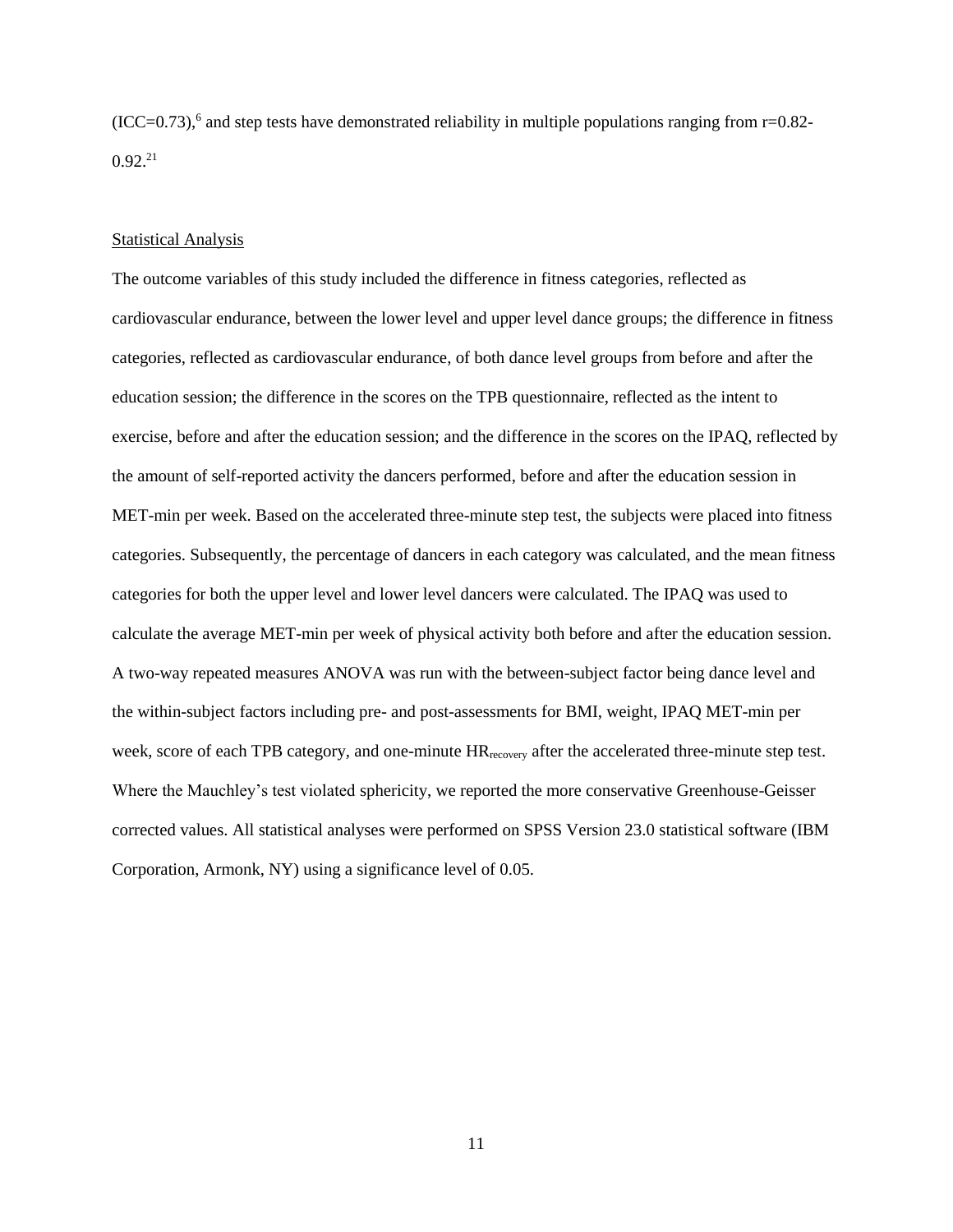(ICC=0.73),[6] and step tests have demonstrated reliability in multiple populations ranging from r=0.82-0.92.[21]

Statistical Analysis

The outcome variables of this study included the difference in fitness categories, reflected as cardiovascular endurance, between the lower level and upper level dance groups; the difference in fitness categories, reflected as cardiovascular endurance, of both dance level groups from before and after the education session; the difference in the scores on the TPB questionnaire, reflected as the intent to exercise, before and after the education session; and the difference in the scores on the IPAQ, reflected by the amount of self-reported activity the dancers performed, before and after the education session in MET-min per week. Based on the accelerated three-minute step test, the subjects were placed into fitness categories. Subsequently, the percentage of dancers in each category was calculated, and the mean fitness categories for both the upper level and lower level dancers were calculated. The IPAQ was used to calculate the average MET-min per week of physical activity both before and after the education session. A two-way repeated measures ANOVA was run with the between-subject factor being dance level and the within-subject factors including pre- and post-assessments for BMI, weight, IPAQ MET-min per week, score of each TPB category, and one-minute $HR_{recovery}$ after the accelerated three-minute step test. Where the Mauchley's test violated sphericity, we reported the more conservative Greenhouse-Geisser corrected values. All statistical analyses were performed on SPSS Version 23.0 statistical software (IBM Corporation, Armonk, NY) using a significance level of 0.05.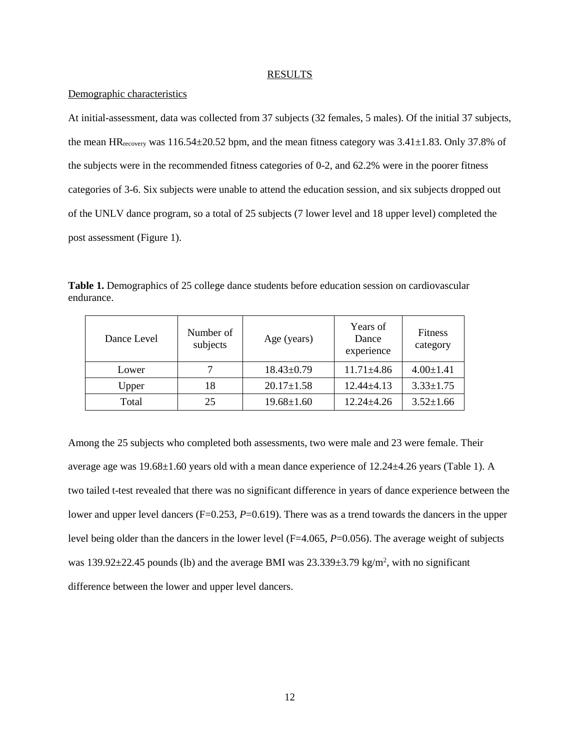# RESULTS

## Demographic characteristics

At initial-assessment, data was collected from 37 subjects (32 females, 5 males). Of the initial 37 subjects, the mean $HR_{recovery}$ was 116.54±20.52 bpm, and the mean fitness category was 3.41±1.83. Only 37.8% of the subjects were in the recommended fitness categories of 0-2, and 62.2% were in the poorer fitness categories of 3-6. Six subjects were unable to attend the education session, and six subjects dropped out of the UNLV dance program, so a total of 25 subjects (7 lower level and 18 upper level) completed the post assessment (Figure 1).

**Table 1.** Demographics of 25 college dance students before education session on cardiovascular endurance.

| Dance Level | Number of subjects | Age (years) | Years of Dance experience | Fitness category |
|---|---|---|---|---|
| Lower | 7 | 18.43±0.79 | 11.71±4.86 | 4.00±1.41 |
| Upper | 18 | 20.17±1.58 | 12.44±4.13 | 3.33±1.75 |
| Total | 25 | 19.68±1.60 | 12.24±4.26 | 3.52±1.66 |

Among the 25 subjects who completed both assessments, two were male and 23 were female. Their average age was 19.68±1.60 years old with a mean dance experience of 12.24±4.26 years (Table 1). A two tailed t-test revealed that there was no significant difference in years of dance experience between the lower and upper level dancers ($F=0.253$, $P=0.619$). There was as a trend towards the dancers in the upper level being older than the dancers in the lower level ($F=4.065$, $P=0.056$). The average weight of subjects was 139.92±22.45 pounds (lb) and the average BMI was 23.339±3.79 $kg/m^2$, with no significant difference between the lower and upper level dancers.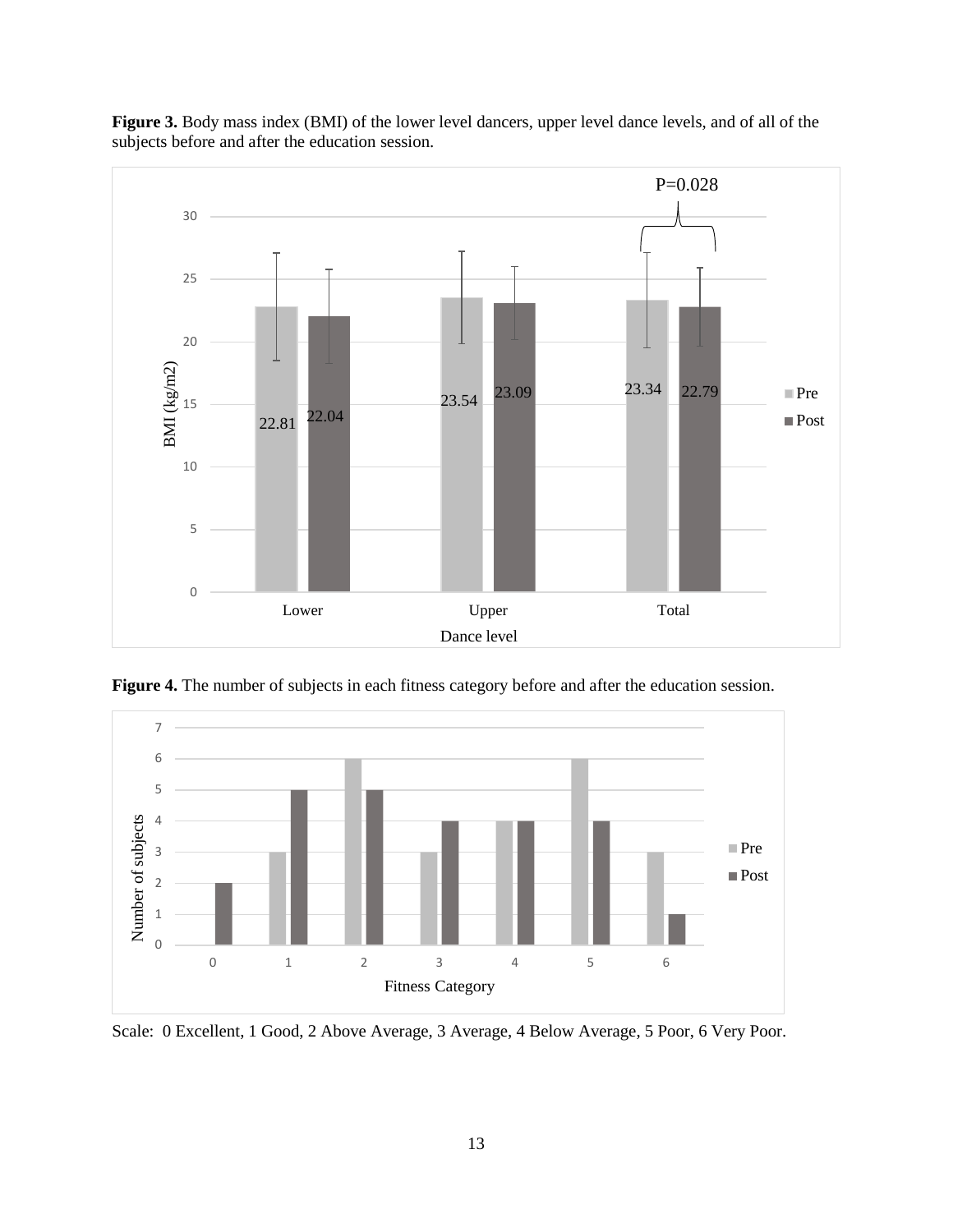**Figure 3.** Body mass index (BMI) of the lower level dancers, upper level dance levels, and of all of the subjects before and after the education session.

**Figure 4.** The number of subjects in each fitness category before and after the education session.

Scale: 0 Excellent, 1 Good, 2 Above Average, 3 Average, 4 Below Average, 5 Poor, 6 Very Poor.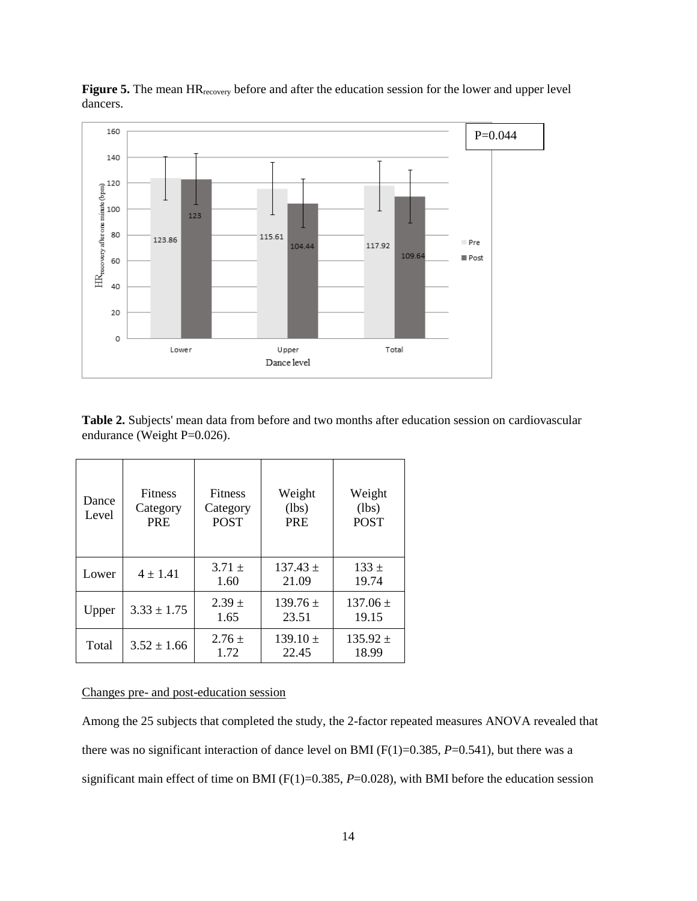**Figure 5.** The mean $HR_{recovery}$ before and after the education session for the lower and upper level dancers.

**Table 2.** Subjects' mean data from before and two months after education session on cardiovascular endurance (Weight P=0.026).

| Dance Level | Fitness Category PRE | Fitness Category POST | Weight (lbs) PRE | Weight (lbs) POST |
|---|---|---|---|---|
| Lower | 4 ± 1.41 | 3.71 ± 1.60 | 137.43 ± 21.09 | 133 ± 19.74 |
| Upper | 3.33 ± 1.75 | 2.39 ± 1.65 | 139.76 ± 23.51 | 137.06 ± 19.15 |
| Total | 3.52 ± 1.66 | 2.76 ± 1.72 | 139.10 ± 22.45 | 135.92 ± 18.99 |

<u>Changes pre- and post-education session</u>

Among the 25 subjects that completed the study, the 2-factor repeated measures ANOVA revealed that there was no significant interaction of dance level on BMI ($F(1)=0.385$, $P=0.541$), but there was a significant main effect of time on BMI ($F(1)=0.385$, $P=0.028$), with BMI before the education session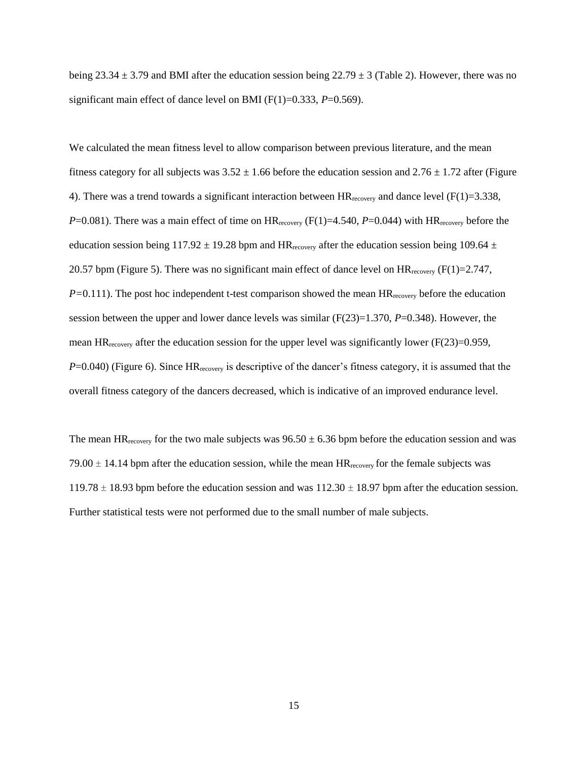being 23.34 ± 3.79 and BMI after the education session being 22.79 ± 3 (Table 2). However, there was no significant main effect of dance level on BMI ($F(1)=0.333$, $P=0.569$).

We calculated the mean fitness level to allow comparison between previous literature, and the mean fitness category for all subjects was 3.52 ± 1.66 before the education session and 2.76 ± 1.72 after (Figure 4). There was a trend towards a significant interaction between $HR_{recovery}$ and dance level ($F(1)=3.338$, $P=0.081$). There was a main effect of time on $HR_{recovery}$ ($F(1)=4.540$, $P=0.044$) with $HR_{recovery}$ before the education session being 117.92 ± 19.28 bpm and $HR_{recovery}$ after the education session being 109.64 ± 20.57 bpm (Figure 5). There was no significant main effect of dance level on $HR_{recovery}$ ($F(1)=2.747$, $P=0.111$). The post hoc independent t-test comparison showed the mean $HR_{recovery}$ before the education session between the upper and lower dance levels was similar ($F(23)=1.370$, $P=0.348$). However, the mean $HR_{recovery}$ after the education session for the upper level was significantly lower ($F(23)=0.959$, $P=0.040$) (Figure 6). Since $HR_{recovery}$ is descriptive of the dancer's fitness category, it is assumed that the overall fitness category of the dancers decreased, which is indicative of an improved endurance level.

The mean $HR_{recovery}$ for the two male subjects was 96.50 ± 6.36 bpm before the education session and was 79.00 ± 14.14 bpm after the education session, while the mean $HR_{recovery}$ for the female subjects was 119.78 ± 18.93 bpm before the education session and was 112.30 ± 18.97 bpm after the education session. Further statistical tests were not performed due to the small number of male subjects.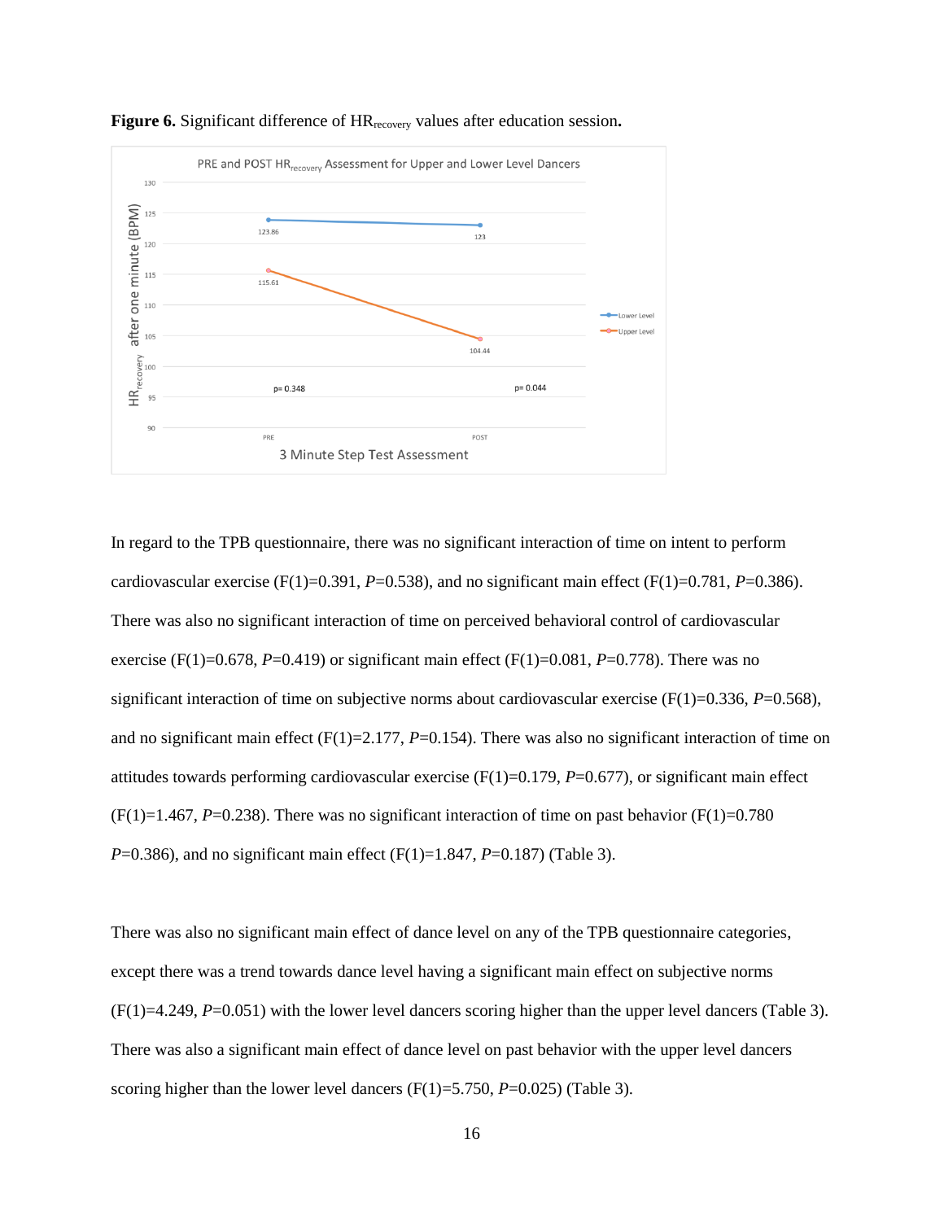**Figure 6.** Significant difference of $HR_{recovery}$ values after education session**.**

In regard to the TPB questionnaire, there was no significant interaction of time on intent to perform cardiovascular exercise ($F(1)=0.391$, $P=0.538$), and no significant main effect ($F(1)=0.781$, $P=0.386$). There was also no significant interaction of time on perceived behavioral control of cardiovascular exercise ($F(1)=0.678$, $P=0.419$) or significant main effect ($F(1)=0.081$, $P=0.778$). There was no significant interaction of time on subjective norms about cardiovascular exercise ($F(1)=0.336$, $P=0.568$), and no significant main effect ($F(1)=2.177$, $P=0.154$). There was also no significant interaction of time on attitudes towards performing cardiovascular exercise ($F(1)=0.179$, $P=0.677$), or significant main effect ($F(1)=1.467$, $P=0.238$). There was no significant interaction of time on past behavior ($F(1)=0.780$ $P=0.386$), and no significant main effect ($F(1)=1.847$, $P=0.187$) (Table 3).

There was also no significant main effect of dance level on any of the TPB questionnaire categories, except there was a trend towards dance level having a significant main effect on subjective norms ($F(1)=4.249$, $P=0.051$) with the lower level dancers scoring higher than the upper level dancers (Table 3). There was also a significant main effect of dance level on past behavior with the upper level dancers scoring higher than the lower level dancers ($F(1)=5.750$, $P=0.025$) (Table 3).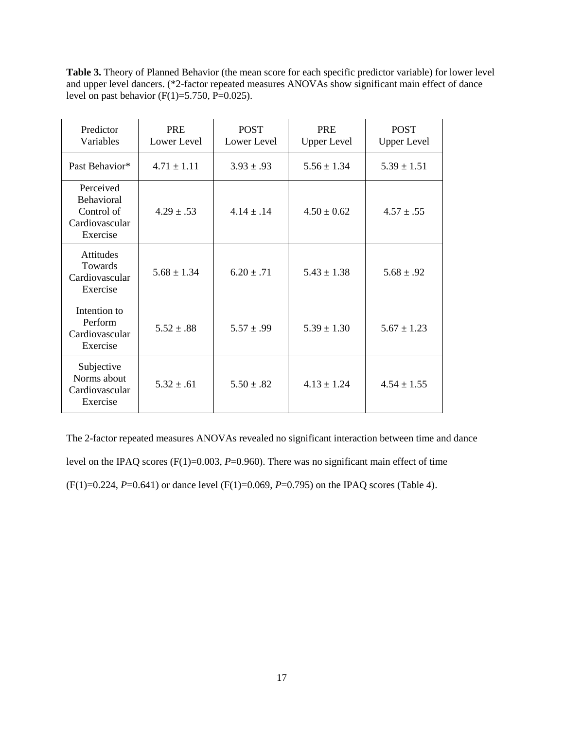**Table 3.** Theory of Planned Behavior (the mean score for each specific predictor variable) for lower level and upper level dancers. (*2-factor repeated measures ANOVAs show significant main effect of dance level on past behavior ($F(1)=5.750$, $P=0.025$).

| Predictor Variables | PRE Lower Level | POST Lower Level | PRE Upper Level | POST Upper Level |
|---|---|---|---|---|
| Past Behavior* | 4.71 ± 1.11 | 3.93 ± .93 | 5.56 ± 1.34 | 5.39 ± 1.51 |
| Perceived Behavioral Control of Cardiovascular Exercise | 4.29 ± .53 | 4.14 ± .14 | 4.50 ± 0.62 | 4.57 ± .55 |
| Attitudes Towards Cardiovascular Exercise | 5.68 ± 1.34 | 6.20 ± .71 | 5.43 ± 1.38 | 5.68 ± .92 |
| Intention to Perform Cardiovascular Exercise | 5.52 ± .88 | 5.57 ± .99 | 5.39 ± 1.30 | 5.67 ± 1.23 |
| Subjective Norms about Cardiovascular Exercise | 5.32 ± .61 | 5.50 ± .82 | 4.13 ± 1.24 | 4.54 ± 1.55 |

The 2-factor repeated measures ANOVAs revealed no significant interaction between time and dance level on the IPAQ scores ($F(1)=0.003$, $P=0.960$). There was no significant main effect of time ($F(1)=0.224$, $P=0.641$) or dance level ($F(1)=0.069$, $P=0.795$) on the IPAQ scores (Table 4).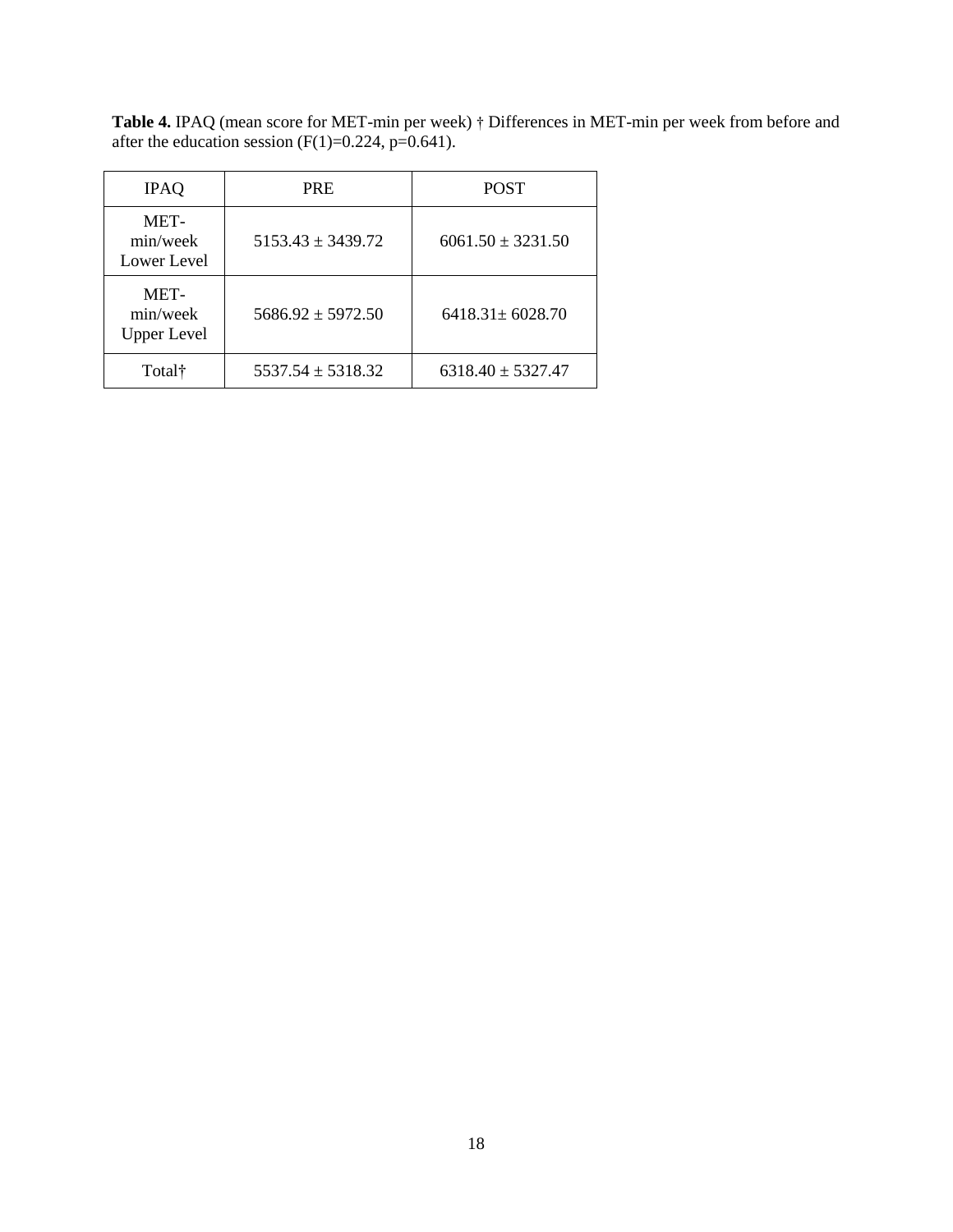**Table 4.** IPAQ (mean score for MET-min per week) † Differences in MET-min per week from before and after the education session ($F(1)=0.224$, $p=0.641$).

| IPAQ | PRE | POST |
|---|---|---|
| MET-min/week Lower Level | 5153.43 ± 3439.72 | 6061.50 ± 3231.50 |
| MET-min/week Upper Level | 5686.92 ± 5972.50 | 6418.31± 6028.70 |
| Total† | 5537.54 ± 5318.32 | 6318.40 ± 5327.47 |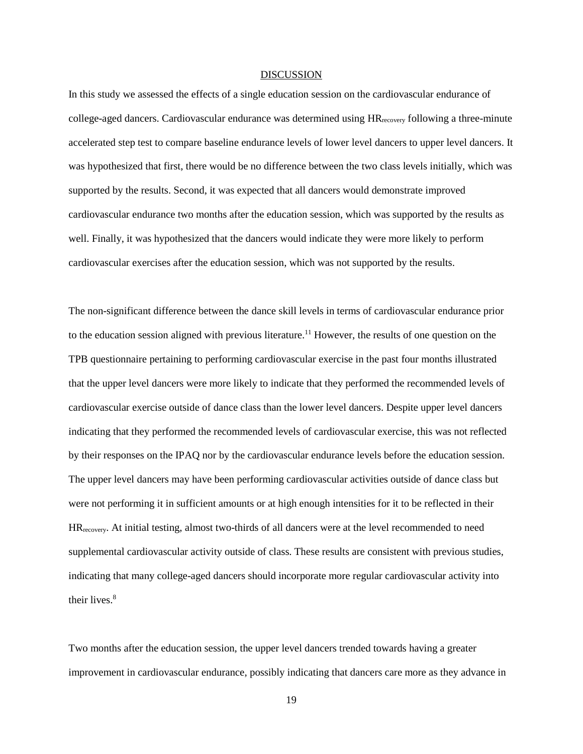# DISCUSSION

In this study we assessed the effects of a single education session on the cardiovascular endurance of college-aged dancers. Cardiovascular endurance was determined using $HR_{recovery}$ following a three-minute accelerated step test to compare baseline endurance levels of lower level dancers to upper level dancers. It was hypothesized that first, there would be no difference between the two class levels initially, which was supported by the results. Second, it was expected that all dancers would demonstrate improved cardiovascular endurance two months after the education session, which was supported by the results as well. Finally, it was hypothesized that the dancers would indicate they were more likely to perform cardiovascular exercises after the education session, which was not supported by the results.

The non-significant difference between the dance skill levels in terms of cardiovascular endurance prior to the education session aligned with previous literature.[11] However, the results of one question on the TPB questionnaire pertaining to performing cardiovascular exercise in the past four months illustrated that the upper level dancers were more likely to indicate that they performed the recommended levels of cardiovascular exercise outside of dance class than the lower level dancers. Despite upper level dancers indicating that they performed the recommended levels of cardiovascular exercise, this was not reflected by their responses on the IPAQ nor by the cardiovascular endurance levels before the education session. The upper level dancers may have been performing cardiovascular activities outside of dance class but were not performing it in sufficient amounts or at high enough intensities for it to be reflected in their $HR_{recovery}$. At initial testing, almost two-thirds of all dancers were at the level recommended to need supplemental cardiovascular activity outside of class. These results are consistent with previous studies, indicating that many college-aged dancers should incorporate more regular cardiovascular activity into their lives.[8]

Two months after the education session, the upper level dancers trended towards having a greater improvement in cardiovascular endurance, possibly indicating that dancers care more as they advance in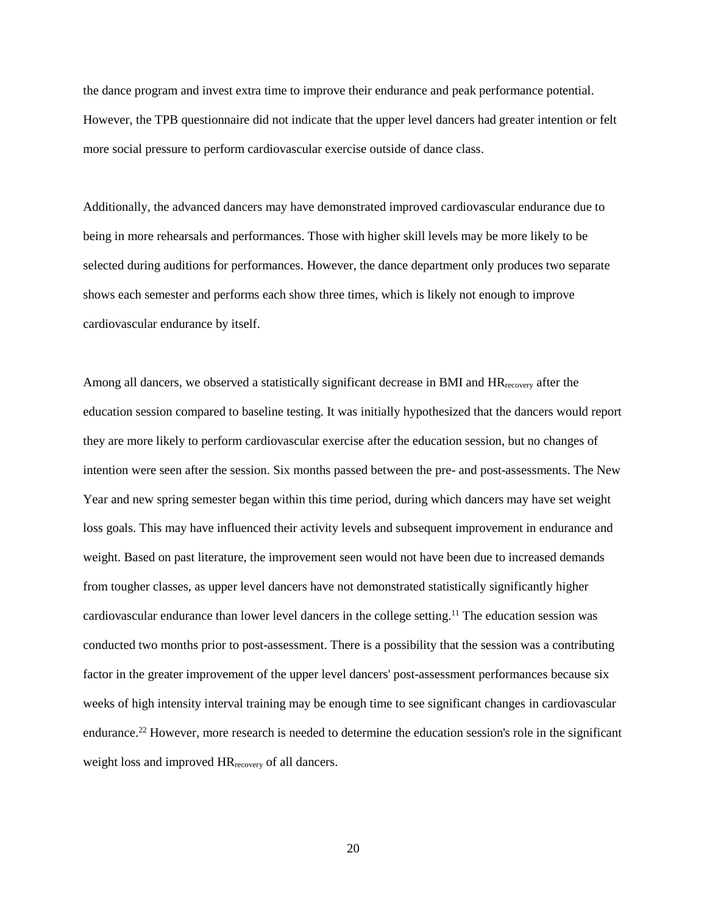the dance program and invest extra time to improve their endurance and peak performance potential. However, the TPB questionnaire did not indicate that the upper level dancers had greater intention or felt more social pressure to perform cardiovascular exercise outside of dance class.

Additionally, the advanced dancers may have demonstrated improved cardiovascular endurance due to being in more rehearsals and performances. Those with higher skill levels may be more likely to be selected during auditions for performances. However, the dance department only produces two separate shows each semester and performs each show three times, which is likely not enough to improve cardiovascular endurance by itself.

Among all dancers, we observed a statistically significant decrease in BMI and $HR_{recovery}$ after the education session compared to baseline testing. It was initially hypothesized that the dancers would report they are more likely to perform cardiovascular exercise after the education session, but no changes of intention were seen after the session. Six months passed between the pre- and post-assessments. The New Year and new spring semester began within this time period, during which dancers may have set weight loss goals. This may have influenced their activity levels and subsequent improvement in endurance and weight. Based on past literature, the improvement seen would not have been due to increased demands from tougher classes, as upper level dancers have not demonstrated statistically significantly higher cardiovascular endurance than lower level dancers in the college setting.[11] The education session was conducted two months prior to post-assessment. There is a possibility that the session was a contributing factor in the greater improvement of the upper level dancers' post-assessment performances because six weeks of high intensity interval training may be enough time to see significant changes in cardiovascular endurance.[22] However, more research is needed to determine the education session's role in the significant weight loss and improved $HR_{recovery}$ of all dancers.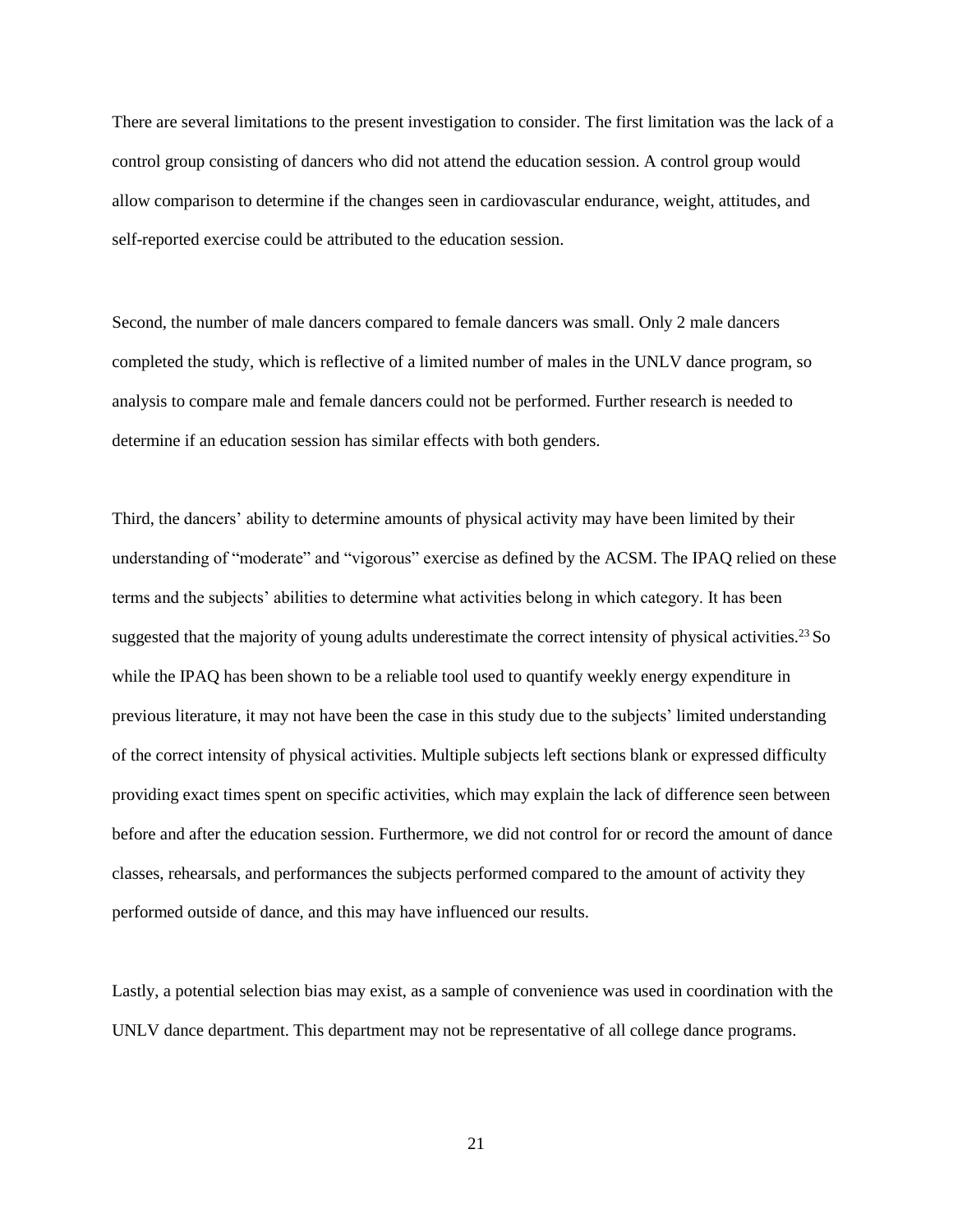There are several limitations to the present investigation to consider. The first limitation was the lack of a control group consisting of dancers who did not attend the education session. A control group would allow comparison to determine if the changes seen in cardiovascular endurance, weight, attitudes, and self-reported exercise could be attributed to the education session.

Second, the number of male dancers compared to female dancers was small. Only 2 male dancers completed the study, which is reflective of a limited number of males in the UNLV dance program, so analysis to compare male and female dancers could not be performed. Further research is needed to determine if an education session has similar effects with both genders.

Third, the dancers' ability to determine amounts of physical activity may have been limited by their understanding of "moderate" and "vigorous" exercise as defined by the ACSM. The IPAQ relied on these terms and the subjects' abilities to determine what activities belong in which category. It has been suggested that the majority of young adults underestimate the correct intensity of physical activities.[23] So while the IPAQ has been shown to be a reliable tool used to quantify weekly energy expenditure in previous literature, it may not have been the case in this study due to the subjects' limited understanding of the correct intensity of physical activities. Multiple subjects left sections blank or expressed difficulty providing exact times spent on specific activities, which may explain the lack of difference seen between before and after the education session. Furthermore, we did not control for or record the amount of dance classes, rehearsals, and performances the subjects performed compared to the amount of activity they performed outside of dance, and this may have influenced our results.

Lastly, a potential selection bias may exist, as a sample of convenience was used in coordination with the UNLV dance department. This department may not be representative of all college dance programs.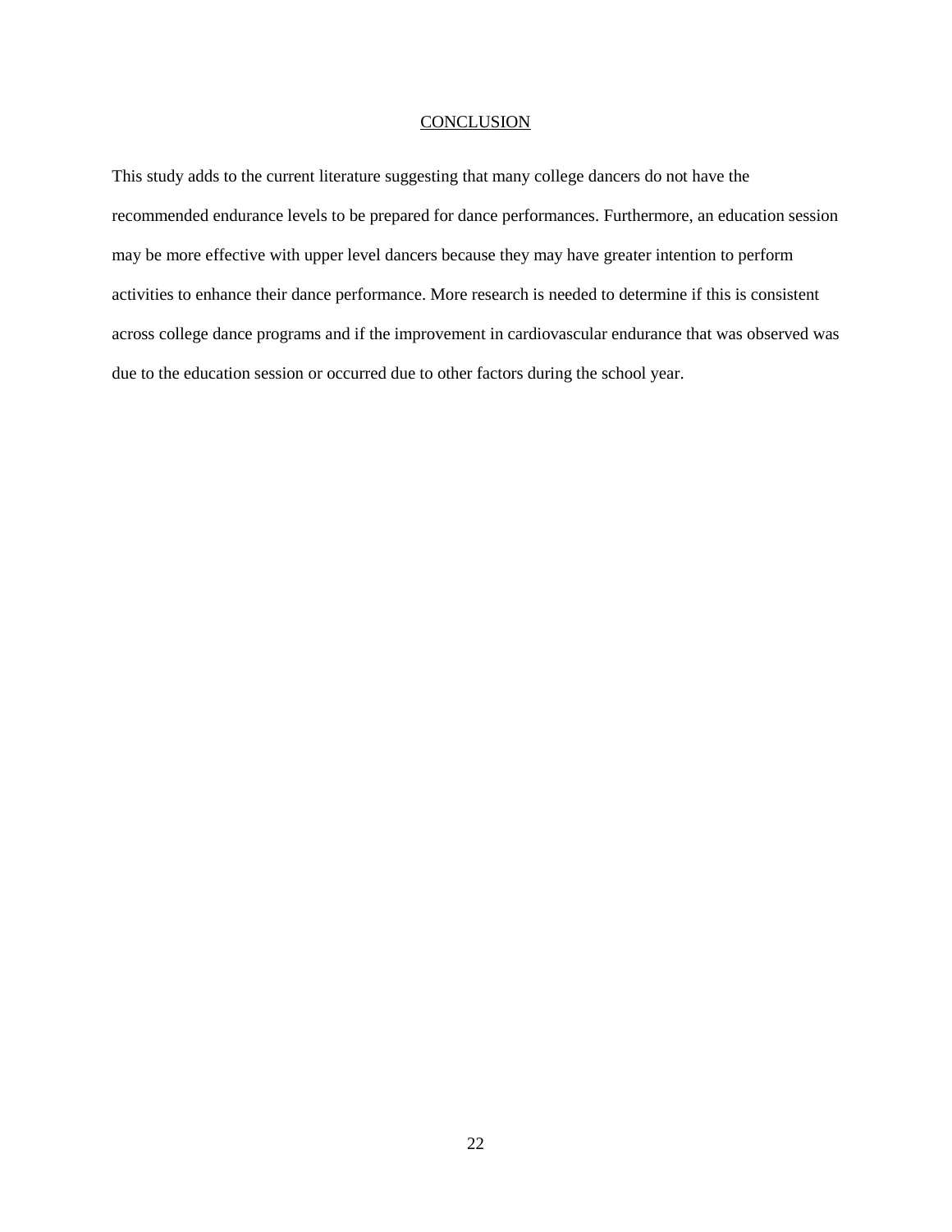# CONCLUSION

This study adds to the current literature suggesting that many college dancers do not have the recommended endurance levels to be prepared for dance performances. Furthermore, an education session may be more effective with upper level dancers because they may have greater intention to perform activities to enhance their dance performance. More research is needed to determine if this is consistent across college dance programs and if the improvement in cardiovascular endurance that was observed was due to the education session or occurred due to other factors during the school year.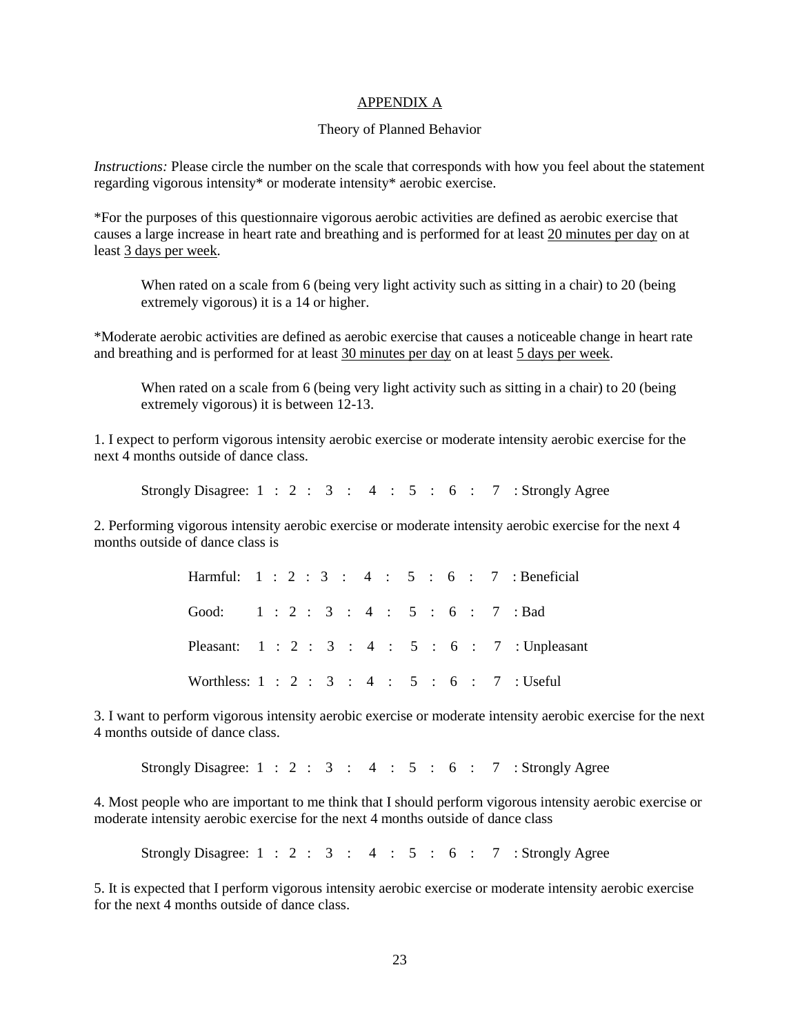# APPENDIX A

## Theory of Planned Behavior

*Instructions:* Please circle the number on the scale that corresponds with how you feel about the statement regarding vigorous intensity* or moderate intensity* aerobic exercise.

*For the purposes of this questionnaire vigorous aerobic activities are defined as aerobic exercise that causes a large increase in heart rate and breathing and is performed for at least <u>20 minutes per day</u> on at least <u>3 days per week</u>.

> When rated on a scale from 6 (being very light activity such as sitting in a chair) to 20 (being extremely vigorous) it is a 14 or higher.

*Moderate aerobic activities are defined as aerobic exercise that causes a noticeable change in heart rate and breathing and is performed for at least <u>30 minutes per day</u> on at least <u>5 days per week</u>.

> When rated on a scale from 6 (being very light activity such as sitting in a chair) to 20 (being extremely vigorous) it is between 12-13.

1. I expect to perform vigorous intensity aerobic exercise or moderate intensity aerobic exercise for the next 4 months outside of dance class.

    Strongly Disagree: 1 : 2 : 3 : 4 : 5 : 6 : 7 : Strongly Agree

2. Performing vigorous intensity aerobic exercise or moderate intensity aerobic exercise for the next 4 months outside of dance class is

    Harmful: 1 : 2 : 3 : 4 : 5 : 6 : 7 : Beneficial

    Good: 1 : 2 : 3 : 4 : 5 : 6 : 7 : Bad

    Pleasant: 1 : 2 : 3 : 4 : 5 : 6 : 7 : Unpleasant

    Worthless: 1 : 2 : 3 : 4 : 5 : 6 : 7 : Useful

3. I want to perform vigorous intensity aerobic exercise or moderate intensity aerobic exercise for the next 4 months outside of dance class.

    Strongly Disagree: 1 : 2 : 3 : 4 : 5 : 6 : 7 : Strongly Agree

4. Most people who are important to me think that I should perform vigorous intensity aerobic exercise or moderate intensity aerobic exercise for the next 4 months outside of dance class

    Strongly Disagree: 1 : 2 : 3 : 4 : 5 : 6 : 7 : Strongly Agree

5. It is expected that I perform vigorous intensity aerobic exercise or moderate intensity aerobic exercise for the next 4 months outside of dance class.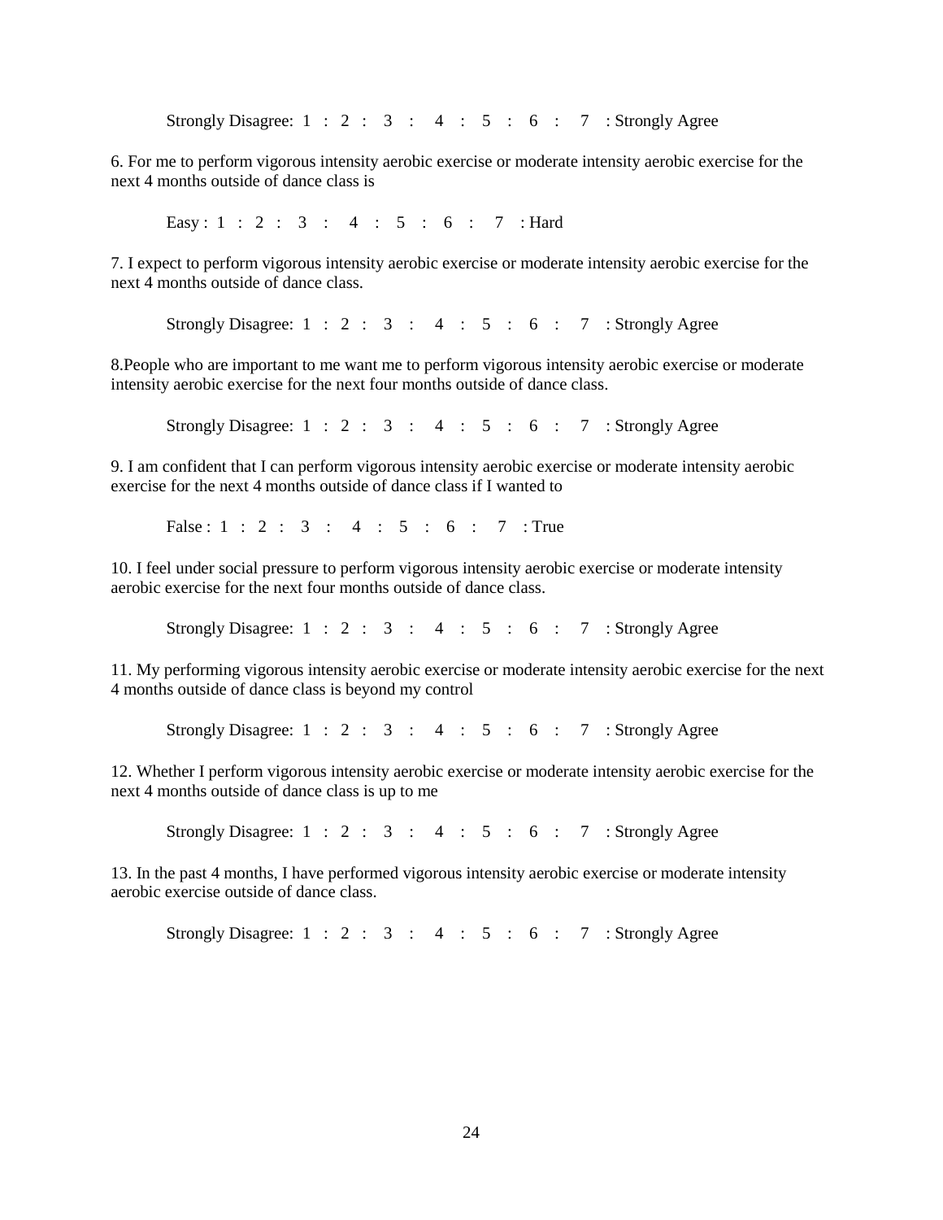Strong​ly Disagree: 1 : 2 : 3 : 4 : 5 : 6 : 7 : Strongly Agree

6. For me to perform vigorous intensity aerobic exercise or moderate intensity aerobic exercise for the next 4 months outside of dance class is

Easy : 1 : 2 : 3 : 4 : 5 : 6 : 7 : Hard

7. I expect to perform vigorous intensity aerobic exercise or moderate intensity aerobic exercise for the next 4 months outside of dance class.

Strongly Disagree: 1 : 2 : 3 : 4 : 5 : 6 : 7 : Strongly Agree

8.People who are important to me want me to perform vigorous intensity aerobic exercise or moderate intensity aerobic exercise for the next four months outside of dance class.

Strongly Disagree: 1 : 2 : 3 : 4 : 5 : 6 : 7 : Strongly Agree

9. I am confident that I can perform vigorous intensity aerobic exercise or moderate intensity aerobic exercise for the next 4 months outside of dance class if I wanted to

False : 1 : 2 : 3 : 4 : 5 : 6 : 7 : True

10. I feel under social pressure to perform vigorous intensity aerobic exercise or moderate intensity aerobic exercise for the next four months outside of dance class.

Strongly Disagree: 1 : 2 : 3 : 4 : 5 : 6 : 7 : Strongly Agree

11. My performing vigorous intensity aerobic exercise or moderate intensity aerobic exercise for the next 4 months outside of dance class is beyond my control

Strongly Disagree: 1 : 2 : 3 : 4 : 5 : 6 : 7 : Strongly Agree

12. Whether I perform vigorous intensity aerobic exercise or moderate intensity aerobic exercise for the next 4 months outside of dance class is up to me

Strongly Disagree: 1 : 2 : 3 : 4 : 5 : 6 : 7 : Strongly Agree

13. In the past 4 months, I have performed vigorous intensity aerobic exercise or moderate intensity aerobic exercise outside of dance class.

Strongly Disagree: 1 : 2 : 3 : 4 : 5 : 6 : 7 : Strongly Agree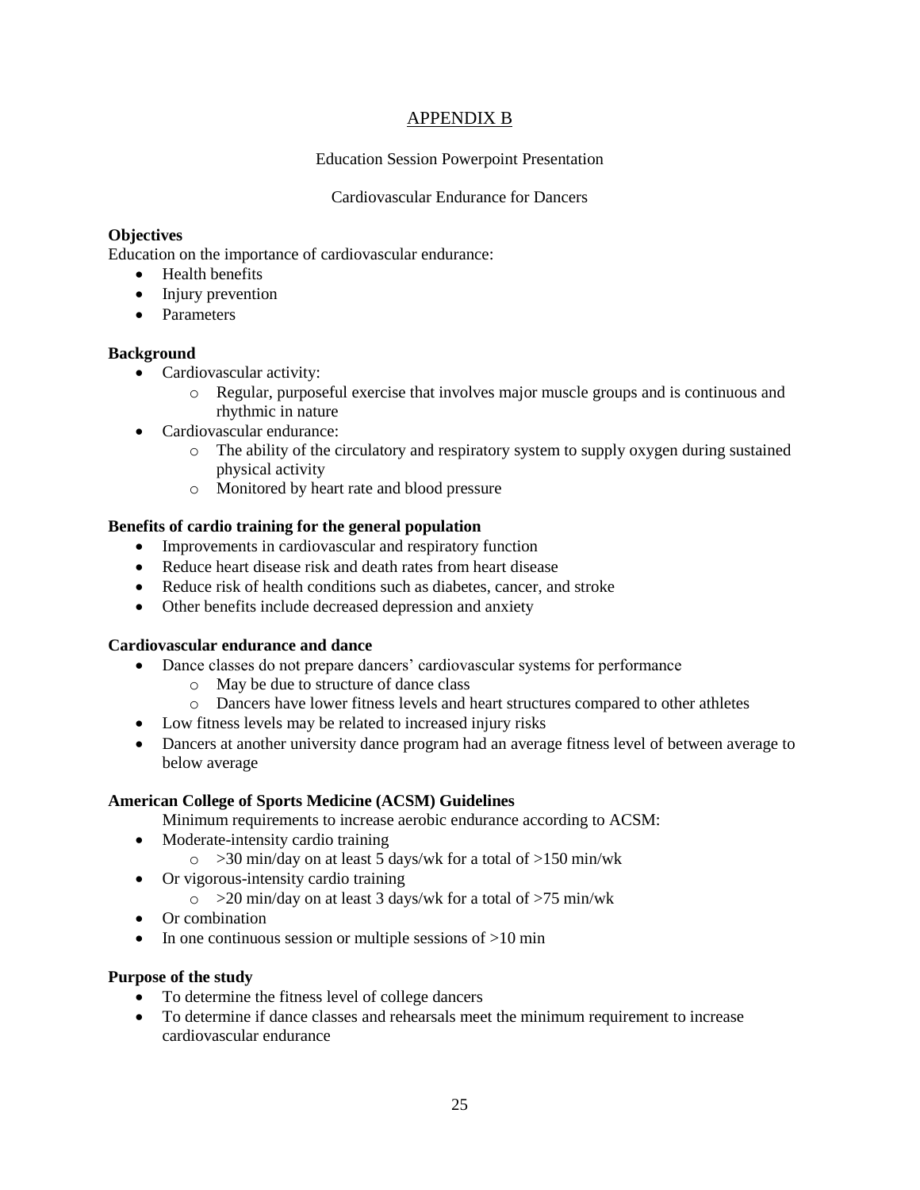# APPENDIX B

Education Session Powerpoint Presentation

Cardiovascular Endurance for Dancers

**Objectives**

Education on the importance of cardiovascular endurance:

- Health benefits
- Injury prevention
- Parameters

**Background**

- Cardiovascular activity:
  - Regular, purposeful exercise that involves major muscle groups and is continuous and rhythmic in nature
- Cardiovascular endurance:
  - The ability of the circulatory and respiratory system to supply oxygen during sustained physical activity
  - Monitored by heart rate and blood pressure

**Benefits of cardio training for the general population**

- Improvements in cardiovascular and respiratory function
- Reduce heart disease risk and death rates from heart disease
- Reduce risk of health conditions such as diabetes, cancer, and stroke
- Other benefits include decreased depression and anxiety

**Cardiovascular endurance and dance**

- Dance classes do not prepare dancers' cardiovascular systems for performance
  - May be due to structure of dance class
  - Dancers have lower fitness levels and heart structures compared to other athletes
- Low fitness levels may be related to increased injury risks
- Dancers at another university dance program had an average fitness level of between average to below average

**American College of Sports Medicine (ACSM) Guidelines**

Minimum requirements to increase aerobic endurance according to ACSM:

- Moderate-intensity cardio training
  - >30 min/day on at least 5 days/wk for a total of >150 min/wk
- Or vigorous-intensity cardio training
  - >20 min/day on at least 3 days/wk for a total of >75 min/wk
- Or combination
- In one continuous session or multiple sessions of >10 min

**Purpose of the study**

- To determine the fitness level of college dancers
- To determine if dance classes and rehearsals meet the minimum requirement to increase cardiovascular endurance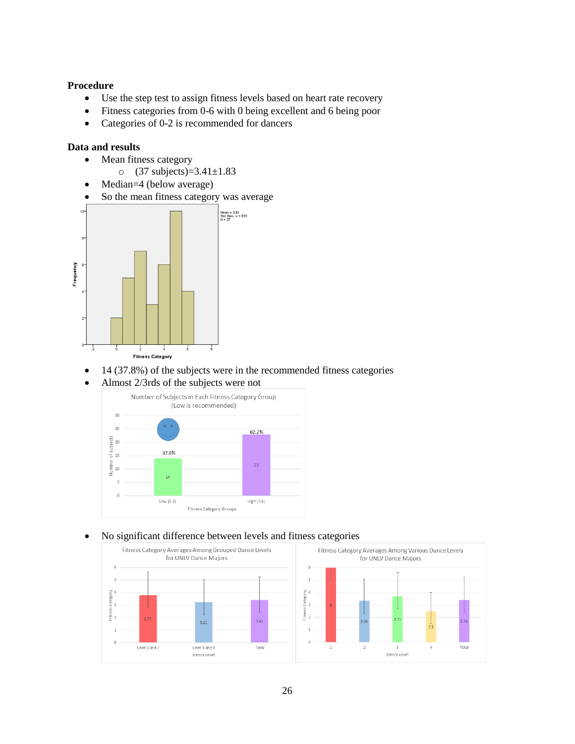### Procedure

- Use the step test to assign fitness levels based on heart rate recovery
- Fitness categories from 0-6 with 0 being excellent and 6 being poor
- Categories of 0-2 is recommended for dancers

### Data and results

- Mean fitness category
    - (37 subjects)=3.41±1.83
- Median=4 (below average)
- So the mean fitness category was average

- 14 (37.8%) of the subjects were in the recommended fitness categories
- Almost 2/3rds of the subjects were not

- No significant difference between levels and fitness categories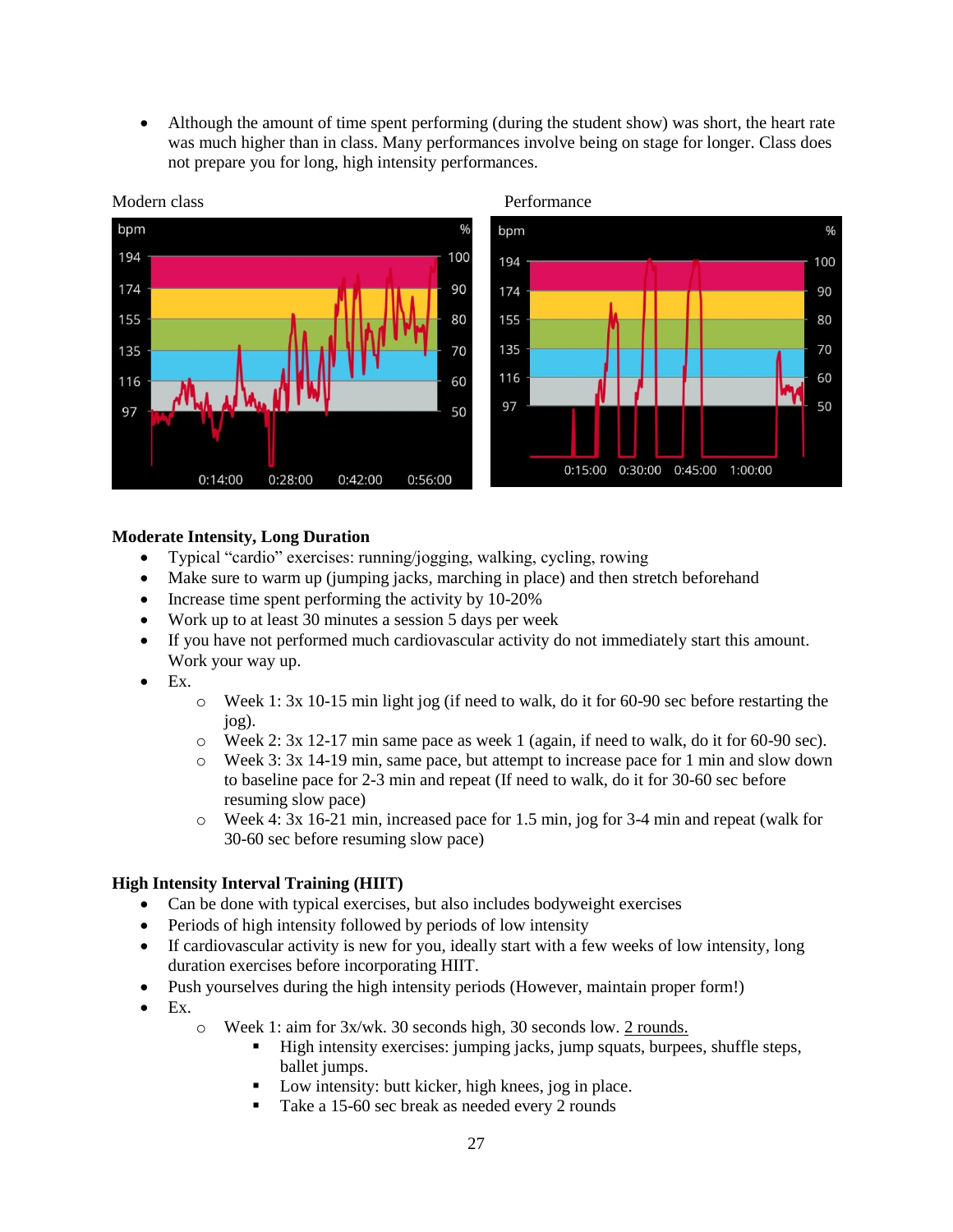- Although the amount of time spent performing (during the student show) was short, the heart rate was much higher than in class. Many performances involve being on stage for longer. Class does not prepare you for long, high intensity performances.

Modern class

Performance

**Moderate Intensity, Long Duration**

- Typical "cardio" exercises: running/jogging, walking, cycling, rowing
- Make sure to warm up (jumping jacks, marching in place) and then stretch beforehand
- Increase time spent performing the activity by 10-20%
- Work up to at least 30 minutes a session 5 days per week
- If you have not performed much cardiovascular activity do not immediately start this amount. Work your way up.
- Ex.
  - Week 1: 3x 10-15 min light jog (if need to walk, do it for 60-90 sec before restarting the jog).
  - Week 2: 3x 12-17 min same pace as week 1 (again, if need to walk, do it for 60-90 sec).
  - Week 3: 3x 14-19 min, same pace, but attempt to increase pace for 1 min and slow down to baseline pace for 2-3 min and repeat (If need to walk, do it for 30-60 sec before resuming slow pace)
  - Week 4: 3x 16-21 min, increased pace for 1.5 min, jog for 3-4 min and repeat (walk for 30-60 sec before resuming slow pace)

**High Intensity Interval Training (HIIT)**

- Can be done with typical exercises, but also includes bodyweight exercises
- Periods of high intensity followed by periods of low intensity
- If cardiovascular activity is new for you, ideally start with a few weeks of low intensity, long duration exercises before incorporating HIIT.
- Push yourselves during the high intensity periods (However, maintain proper form!)
- Ex.
  - Week 1: aim for 3x/wk. 30 seconds high, 30 seconds low. 2 rounds.
    - High intensity exercises: jumping jacks, jump squats, burpees, shuffle steps, ballet jumps.
    - Low intensity: butt kicker, high knees, jog in place.
    - Take a 15-60 sec break as needed every 2 rounds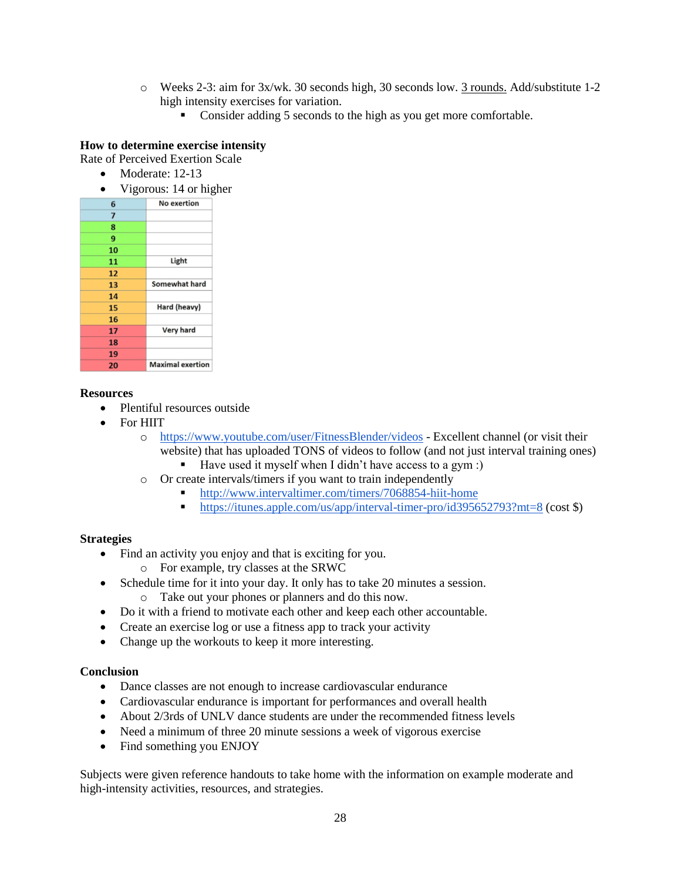- Weeks 2-3: aim for 3x/wk. 30 seconds high, 30 seconds low. 3 rounds. Add/substitute 1-2 high intensity exercises for variation.
    - Consider adding 5 seconds to the high as you get more comfortable.

**How to determine exercise intensity**

Rate of Perceived Exertion Scale

- Moderate: 12-13
- Vigorous: 14 or higher

| | |
|---|---|
| 6 | No exertion |
| 7 | |
| 8 | |
| 9 | |
| 10 | |
| 11 | Light |
| 12 | |
| 13 | Somewhat hard |
| 14 | |
| 15 | Hard (heavy) |
| 16 | |
| 17 | Very hard |
| 18 | |
| 19 | |
| 20 | Maximal exertion |

**Resources**

- Plentiful resources outside
- For HIIT
    - https://www.youtube.com/user/FitnessBlender/videos - Excellent channel (or visit their website) that has uploaded TONS of videos to follow (and not just interval training ones)
        - Have used it myself when I didn't have access to a gym :)
    - Or create intervals/timers if you want to train independently
        - http://www.intervaltimer.com/timers/7068854-hiit-home
        - https://itunes.apple.com/us/app/interval-timer-pro/id395652793?mt=8 (cost $)

**Strategies**

- Find an activity you enjoy and that is exciting for you.
    - For example, try classes at the SRWC
- Schedule time for it into your day. It only has to take 20 minutes a session.
    - Take out your phones or planners and do this now.
- Do it with a friend to motivate each other and keep each other accountable.
- Create an exercise log or use a fitness app to track your activity
- Change up the workouts to keep it more interesting.

**Conclusion**

- Dance classes are not enough to increase cardiovascular endurance
- Cardiovascular endurance is important for performances and overall health
- About 2/3rds of UNLV dance students are under the recommended fitness levels
- Need a minimum of three 20 minute sessions a week of vigorous exercise
- Find something you ENJOY

Subjects were given reference handouts to take home with the information on example moderate and high-intensity activities, resources, and strategies.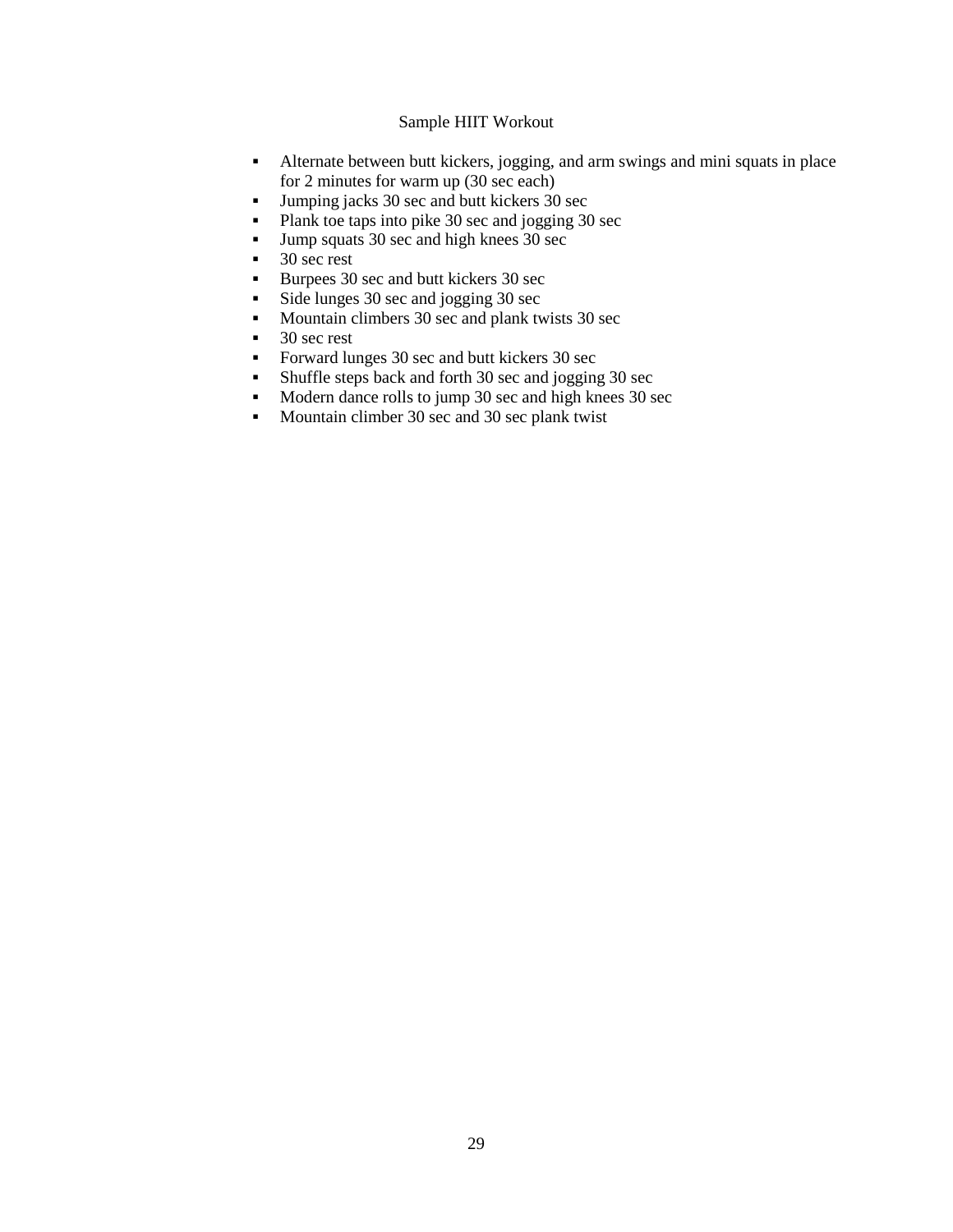Sample HIIT Workout

- Alternate between butt kickers, jogging, and arm swings and mini squats in place for 2 minutes for warm up (30 sec each)
- Jumping jacks 30 sec and butt kickers 30 sec
- Plank toe taps into pike 30 sec and jogging 30 sec
- Jump squats 30 sec and high knees 30 sec
- 30 sec rest
- Burpees 30 sec and butt kickers 30 sec
- Side lunges 30 sec and jogging 30 sec
- Mountain climbers 30 sec and plank twists 30 sec
- 30 sec rest
- Forward lunges 30 sec and butt kickers 30 sec
- Shuffle steps back and forth 30 sec and jogging 30 sec
- Modern dance rolls to jump 30 sec and high knees 30 sec
- Mountain climber 30 sec and 30 sec plank twist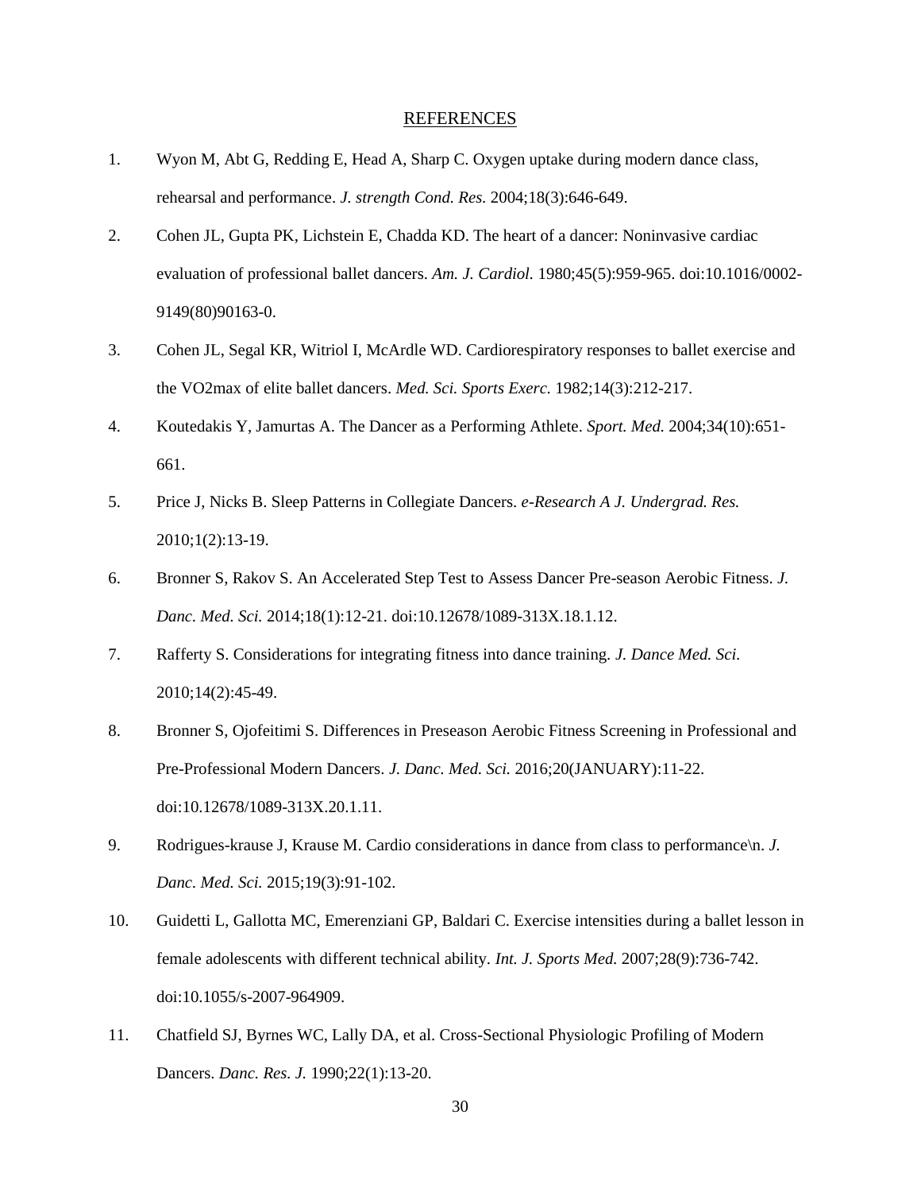## REFERENCES

1. Wyon M, Abt G, Redding E, Head A, Sharp C. Oxygen uptake during modern dance class, rehearsal and performance. *J. strength Cond. Res.* 2004;18(3):646-649.
2. Cohen JL, Gupta PK, Lichstein E, Chadda KD. The heart of a dancer: Noninvasive cardiac evaluation of professional ballet dancers. *Am. J. Cardiol.* 1980;45(5):959-965. doi:10.1016/0002-9149(80)90163-0.
3. Cohen JL, Segal KR, Witriol I, McArdle WD. Cardiorespiratory responses to ballet exercise and the VO2max of elite ballet dancers. *Med. Sci. Sports Exerc.* 1982;14(3):212-217.
4. Koutedakis Y, Jamurtas A. The Dancer as a Performing Athlete. *Sport. Med.* 2004;34(10):651-661.
5. Price J, Nicks B. Sleep Patterns in Collegiate Dancers. *e-Research A J. Undergrad. Res.* 2010;1(2):13-19.
6. Bronner S, Rakov S. An Accelerated Step Test to Assess Dancer Pre-season Aerobic Fitness. *J. Danc. Med. Sci.* 2014;18(1):12-21. doi:10.12678/1089-313X.18.1.12.
7. Rafferty S. Considerations for integrating fitness into dance training. *J. Dance Med. Sci.* 2010;14(2):45-49.
8. Bronner S, Ojofeitimi S. Differences in Preseason Aerobic Fitness Screening in Professional and Pre-Professional Modern Dancers. *J. Danc. Med. Sci.* 2016;20(JANUARY):11-22. doi:10.12678/1089-313X.20.1.11.
9. Rodrigues-krause J, Krause M. Cardio considerations in dance from class to performance\n. *J. Danc. Med. Sci.* 2015;19(3):91-102.
10. Guidetti L, Gallotta MC, Emerenziani GP, Baldari C. Exercise intensities during a ballet lesson in female adolescents with different technical ability. *Int. J. Sports Med.* 2007;28(9):736-742. doi:10.1055/s-2007-964909.
11. Chatfield SJ, Byrnes WC, Lally DA, et al. Cross-Sectional Physiologic Profiling of Modern Dancers. *Danc. Res. J.* 1990;22(1):13-20.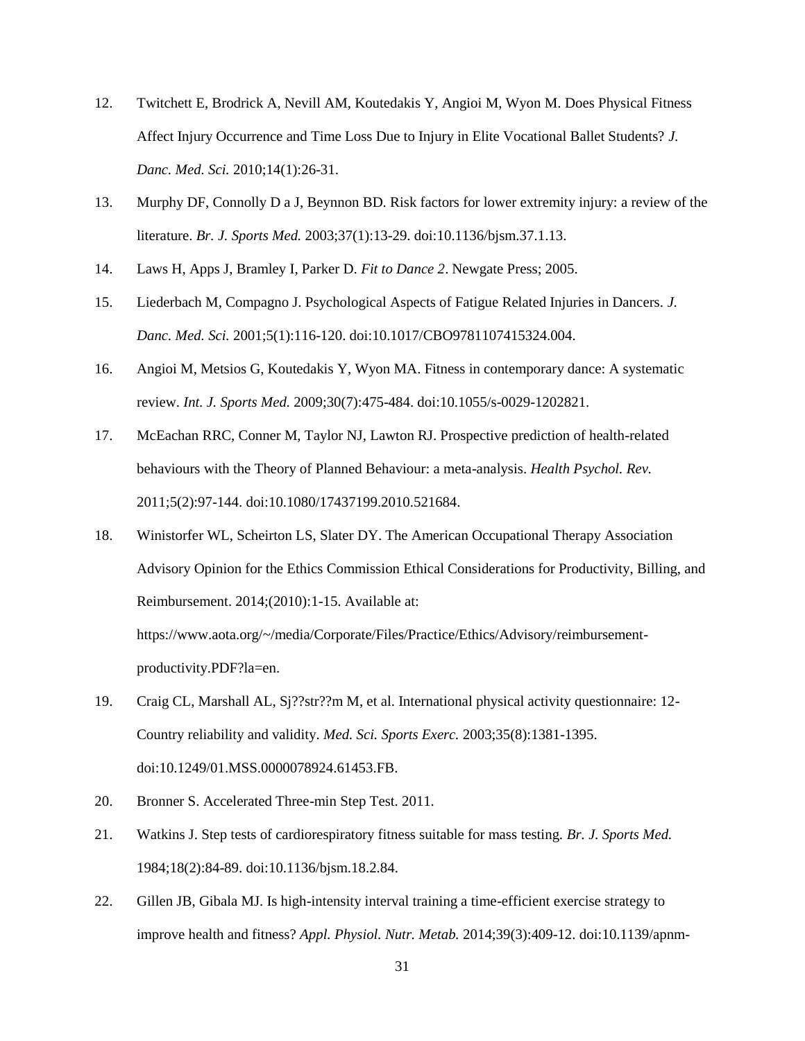12. Twitchett E, Brodrick A, Nevill AM, Koutedakis Y, Angioi M, Wyon M. Does Physical Fitness Affect Injury Occurrence and Time Loss Due to Injury in Elite Vocational Ballet Students? *J. Danc. Med. Sci.* 2010;14(1):26-31.

13. Murphy DF, Connolly D a J, Beynnon BD. Risk factors for lower extremity injury: a review of the literature. *Br. J. Sports Med.* 2003;37(1):13-29. doi:10.1136/bjsm.37.1.13.

14. Laws H, Apps J, Bramley I, Parker D. *Fit to Dance 2*. Newgate Press; 2005.

15. Liederbach M, Compagno J. Psychological Aspects of Fatigue Related Injuries in Dancers. *J. Danc. Med. Sci.* 2001;5(1):116-120. doi:10.1017/CBO9781107415324.004.

16. Angioi M, Metsios G, Koutedakis Y, Wyon MA. Fitness in contemporary dance: A systematic review. *Int. J. Sports Med.* 2009;30(7):475-484. doi:10.1055/s-0029-1202821.

17. McEachan RRC, Conner M, Taylor NJ, Lawton RJ. Prospective prediction of health-related behaviours with the Theory of Planned Behaviour: a meta-analysis. *Health Psychol. Rev.* 2011;5(2):97-144. doi:10.1080/17437199.2010.521684.

18. Winistorfer WL, Scheirton LS, Slater DY. The American Occupational Therapy Association Advisory Opinion for the Ethics Commission Ethical Considerations for Productivity, Billing, and Reimbursement. 2014;(2010):1-15. Available at: https://www.aota.org/~/media/Corporate/Files/Practice/Ethics/Advisory/reimbursement-productivity.PDF?la=en.

19. Craig CL, Marshall AL, Sj??str??m M, et al. International physical activity questionnaire: 12-Country reliability and validity. *Med. Sci. Sports Exerc.* 2003;35(8):1381-1395. doi:10.1249/01.MSS.0000078924.61453.FB.

20. Bronner S. Accelerated Three-min Step Test. 2011.

21. Watkins J. Step tests of cardiorespiratory fitness suitable for mass testing. *Br. J. Sports Med.* 1984;18(2):84-89. doi:10.1136/bjsm.18.2.84.

22. Gillen JB, Gibala MJ. Is high-intensity interval training a time-efficient exercise strategy to improve health and fitness? *Appl. Physiol. Nutr. Metab.* 2014;39(3):409-12. doi:10.1139/apnm-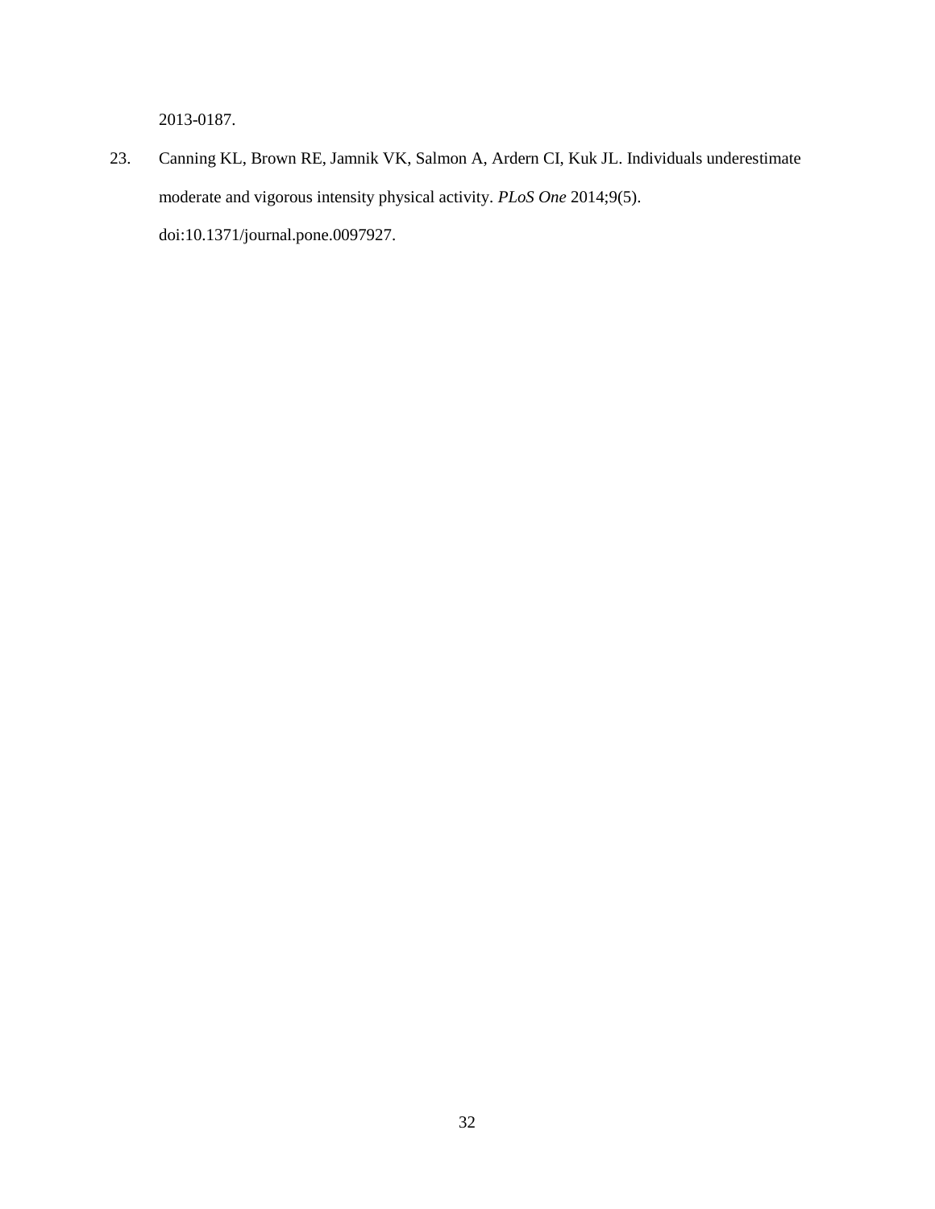2013-0187.

23. Canning KL, Brown RE, Jamnik VK, Salmon A, Ardern CI, Kuk JL. Individuals underestimate moderate and vigorous intensity physical activity. *PLoS One* 2014;9(5). doi:10.1371/journal.pone.0097927.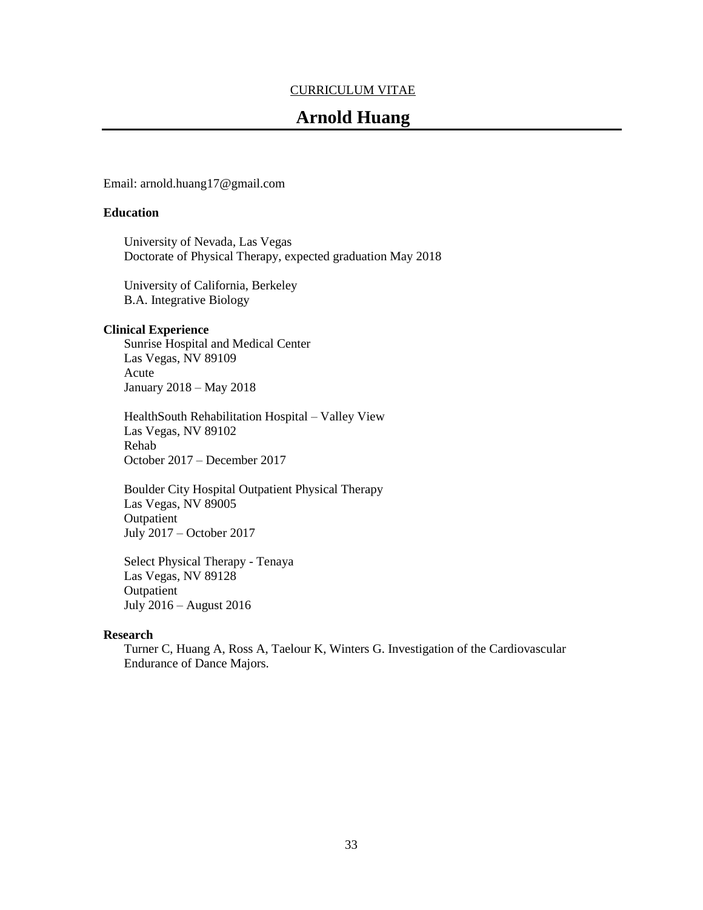CURRICULUM VITAE

# Arnold Huang

Email: arnold.huang17@gmail.com

**Education**

University of Nevada, Las Vegas
Doctorate of Physical Therapy, expected graduation May 2018

University of California, Berkeley
B.A. Integrative Biology

**Clinical Experience**

Sunrise Hospital and Medical Center
Las Vegas, NV 89109
Acute
January 2018 – May 2018

HealthSouth Rehabilitation Hospital – Valley View
Las Vegas, NV 89102
Rehab
October 2017 – December 2017

Boulder City Hospital Outpatient Physical Therapy
Las Vegas, NV 89005
Outpatient
July 2017 – October 2017

Select Physical Therapy - Tenaya
Las Vegas, NV 89128
Outpatient
July 2016 – August 2016

**Research**

Turner C, Huang A, Ross A, Taelour K, Winters G. Investigation of the Cardiovascular Endurance of Dance Majors.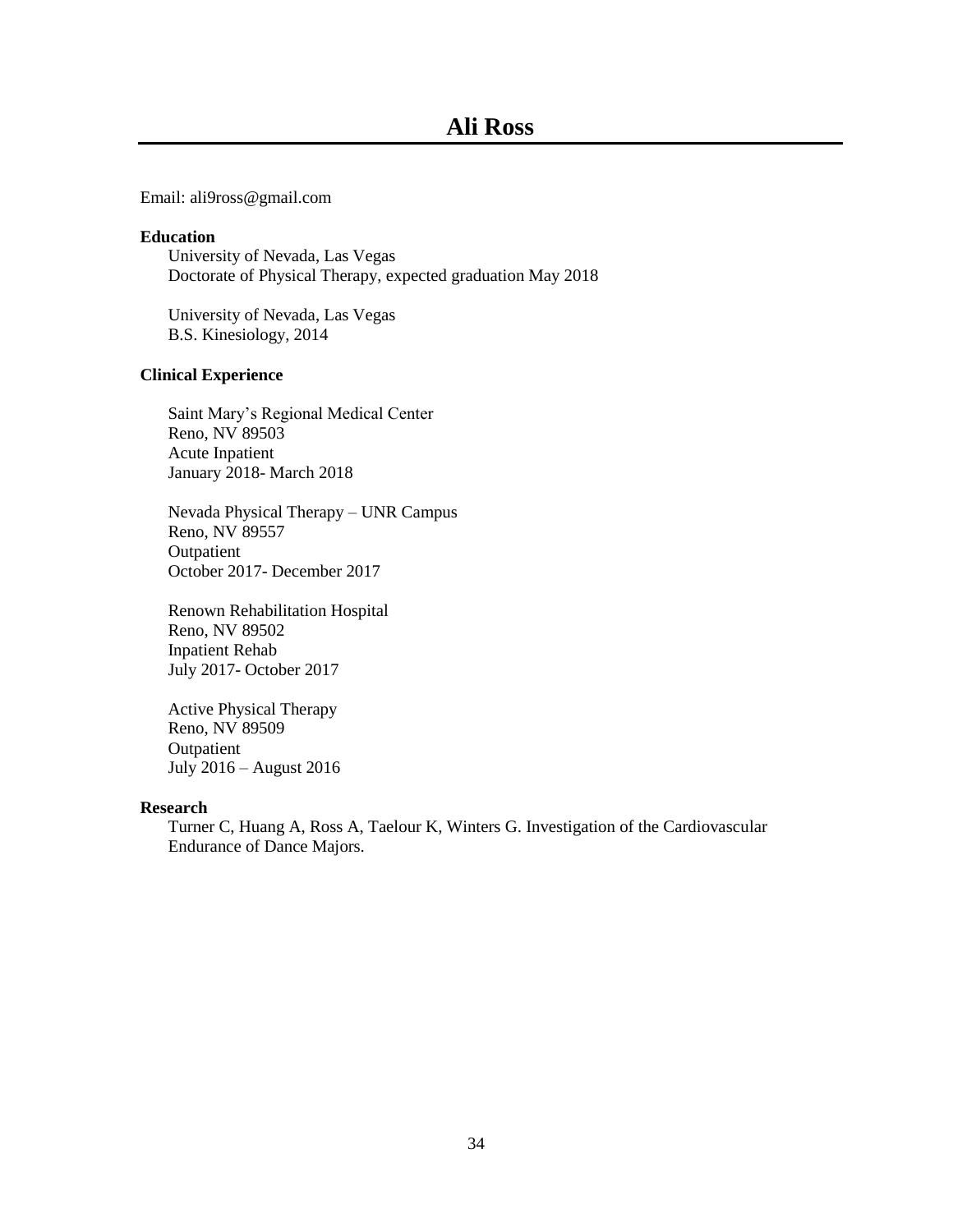# Ali Ross

Email: ali9ross@gmail.com

**Education**

University of Nevada, Las Vegas
Doctorate of Physical Therapy, expected graduation May 2018

University of Nevada, Las Vegas
B.S. Kinesiology, 2014

**Clinical Experience**

Saint Mary's Regional Medical Center
Reno, NV 89503
Acute Inpatient
January 2018- March 2018

Nevada Physical Therapy – UNR Campus
Reno, NV 89557
Outpatient
October 2017- December 2017

Renown Rehabilitation Hospital
Reno, NV 89502
Inpatient Rehab
July 2017- October 2017

Active Physical Therapy
Reno, NV 89509
Outpatient
July 2016 – August 2016

**Research**

Turner C, Huang A, Ross A, Taelour K, Winters G. Investigation of the Cardiovascular Endurance of Dance Majors.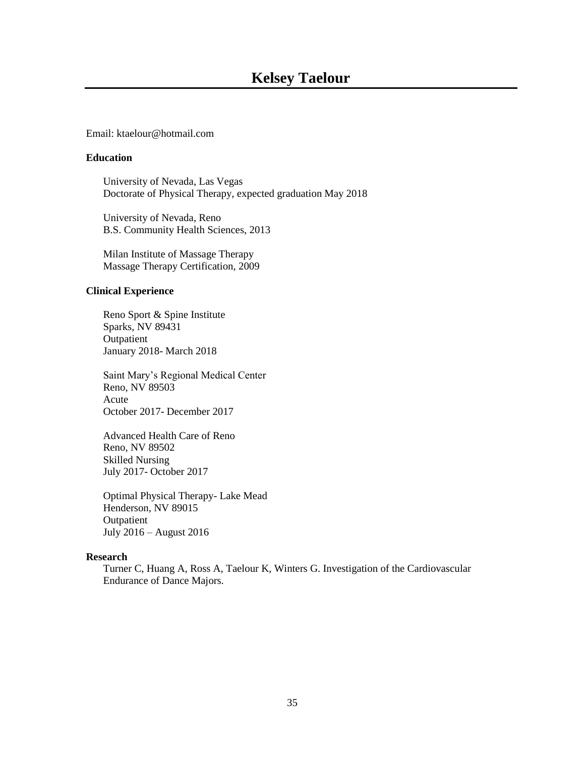# Kelsey Taelour

Email: ktaelour@hotmail.com

**Education**

University of Nevada, Las Vegas
Doctorate of Physical Therapy, expected graduation May 2018

University of Nevada, Reno
B.S. Community Health Sciences, 2013

Milan Institute of Massage Therapy
Massage Therapy Certification, 2009

**Clinical Experience**

Reno Sport & Spine Institute
Sparks, NV 89431
Outpatient
January 2018- March 2018

Saint Mary's Regional Medical Center
Reno, NV 89503
Acute
October 2017- December 2017

Advanced Health Care of Reno
Reno, NV 89502
Skilled Nursing
July 2017- October 2017

Optimal Physical Therapy- Lake Mead
Henderson, NV 89015
Outpatient
July 2016 – August 2016

**Research**

Turner C, Huang A, Ross A, Taelour K, Winters G. Investigation of the Cardiovascular Endurance of Dance Majors.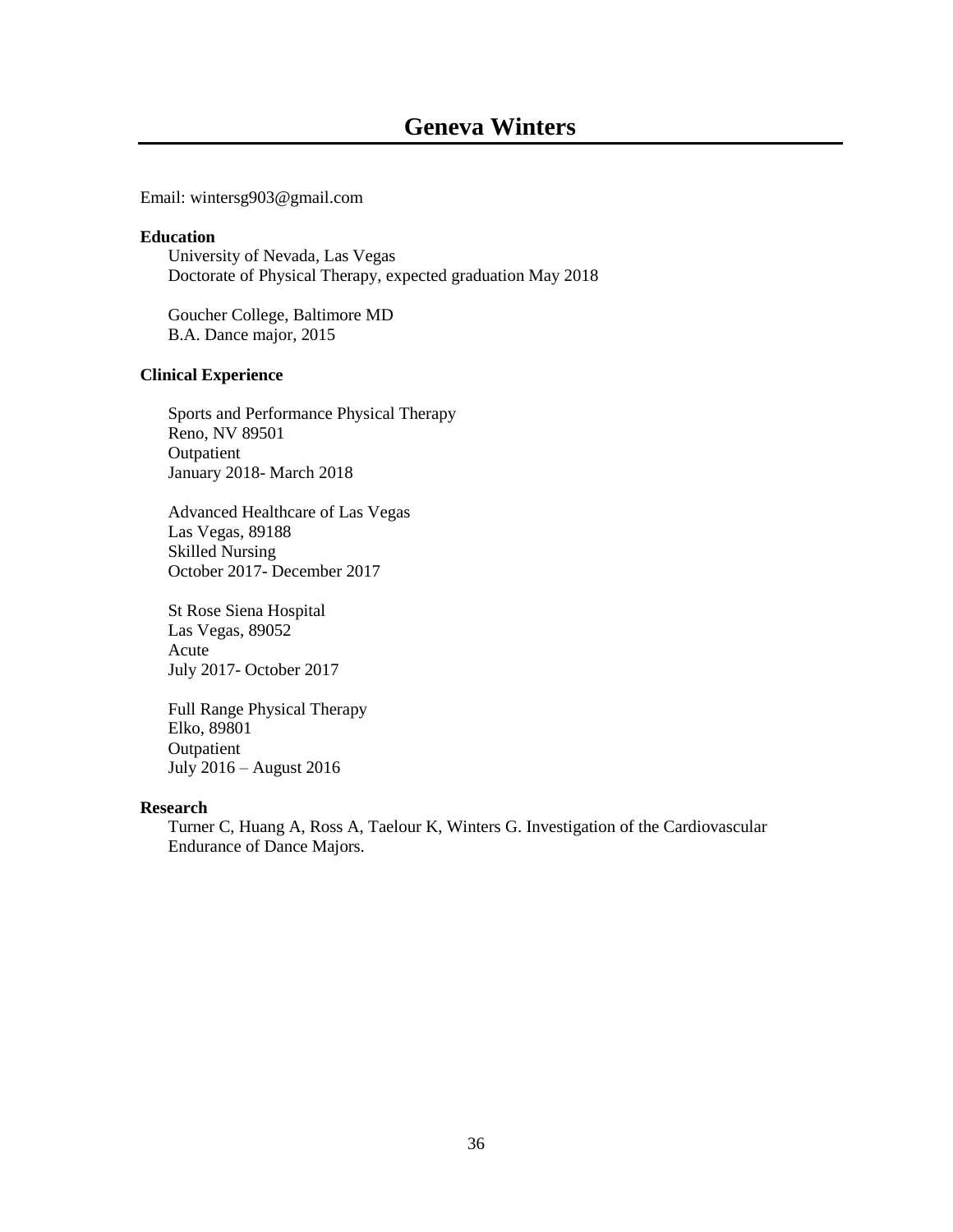# Geneva Winters

Email: wintersg903@gmail.com

**Education**

University of Nevada, Las Vegas
Doctorate of Physical Therapy, expected graduation May 2018

Goucher College, Baltimore MD
B.A. Dance major, 2015

**Clinical Experience**

Sports and Performance Physical Therapy
Reno, NV 89501
Outpatient
January 2018- March 2018

Advanced Healthcare of Las Vegas
Las Vegas, 89188
Skilled Nursing
October 2017- December 2017

St Rose Siena Hospital
Las Vegas, 89052
Acute
July 2017- October 2017

Full Range Physical Therapy
Elko, 89801
Outpatient
July 2016 – August 2016

**Research**

Turner C, Huang A, Ross A, Taelour K, Winters G. Investigation of the Cardiovascular Endurance of Dance Majors.